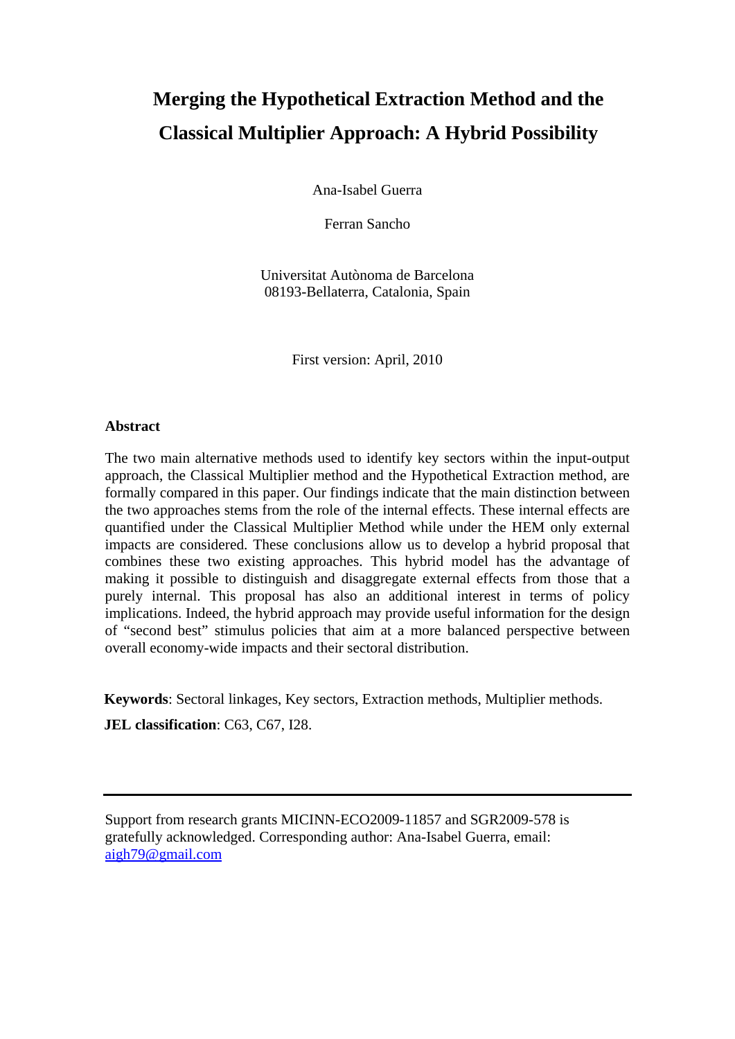# Merging the Hypothetical Extraction Method and the Classical Multiplier Approach: A Hybrid Possibility

Ana-Isabel Guerra

Ferran Sancho

Universitat Autònoma de Barcelona
08193-Bellaterra, Catalonia, Spain

First version: April, 2010

## Abstract

The two main alternative methods used to identify key sectors within the input-output approach, the Classical Multiplier method and the Hypothetical Extraction method, are formally compared in this paper. Our findings indicate that the main distinction between the two approaches stems from the role of the internal effects. These internal effects are quantified under the Classical Multiplier Method while under the HEM only external impacts are considered. These conclusions allow us to develop a hybrid proposal that combines these two existing approaches. This hybrid model has the advantage of making it possible to distinguish and disaggregate external effects from those that a purely internal. This proposal has also an additional interest in terms of policy implications. Indeed, the hybrid approach may provide useful information for the design of "second best" stimulus policies that aim at a more balanced perspective between overall economy-wide impacts and their sectoral distribution.

**Keywords**: Sectoral linkages, Key sectors, Extraction methods, Multiplier methods.

**JEL classification**: C63, C67, I28.

---

Support from research grants MICINN-ECO2009-11857 and SGR2009-578 is gratefully acknowledged. Corresponding author: Ana-Isabel Guerra, email: aigh79@gmail.com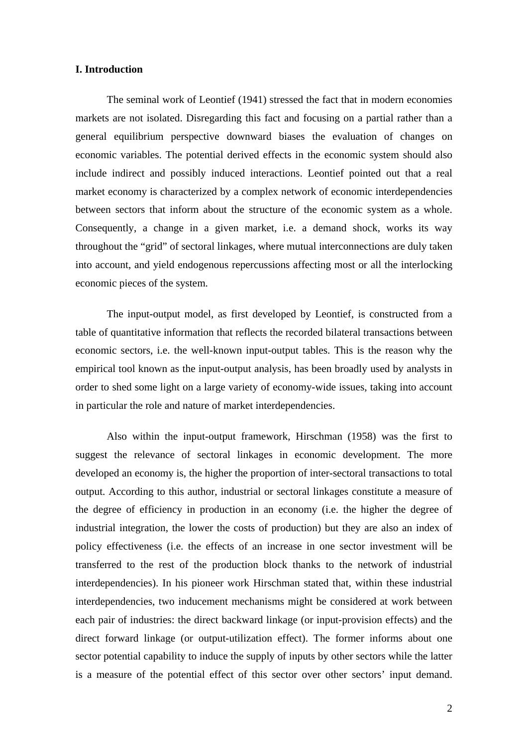## I. Introduction

The seminal work of Leontief (1941) stressed the fact that in modern economies markets are not isolated. Disregarding this fact and focusing on a partial rather than a general equilibrium perspective downward biases the evaluation of changes on economic variables. The potential derived effects in the economic system should also include indirect and possibly induced interactions. Leontief pointed out that a real market economy is characterized by a complex network of economic interdependencies between sectors that inform about the structure of the economic system as a whole. Consequently, a change in a given market, i.e. a demand shock, works its way throughout the "grid" of sectoral linkages, where mutual interconnections are duly taken into account, and yield endogenous repercussions affecting most or all the interlocking economic pieces of the system.

The input-output model, as first developed by Leontief, is constructed from a table of quantitative information that reflects the recorded bilateral transactions between economic sectors, i.e. the well-known input-output tables. This is the reason why the empirical tool known as the input-output analysis, has been broadly used by analysts in order to shed some light on a large variety of economy-wide issues, taking into account in particular the role and nature of market interdependencies.

Also within the input-output framework, Hirschman (1958) was the first to suggest the relevance of sectoral linkages in economic development. The more developed an economy is, the higher the proportion of inter-sectoral transactions to total output. According to this author, industrial or sectoral linkages constitute a measure of the degree of efficiency in production in an economy (i.e. the higher the degree of industrial integration, the lower the costs of production) but they are also an index of policy effectiveness (i.e. the effects of an increase in one sector investment will be transferred to the rest of the production block thanks to the network of industrial interdependencies). In his pioneer work Hirschman stated that, within these industrial interdependencies, two inducement mechanisms might be considered at work between each pair of industries: the direct backward linkage (or input-provision effects) and the direct forward linkage (or output-utilization effect). The former informs about one sector potential capability to induce the supply of inputs by other sectors while the latter is a measure of the potential effect of this sector over other sectors' input demand.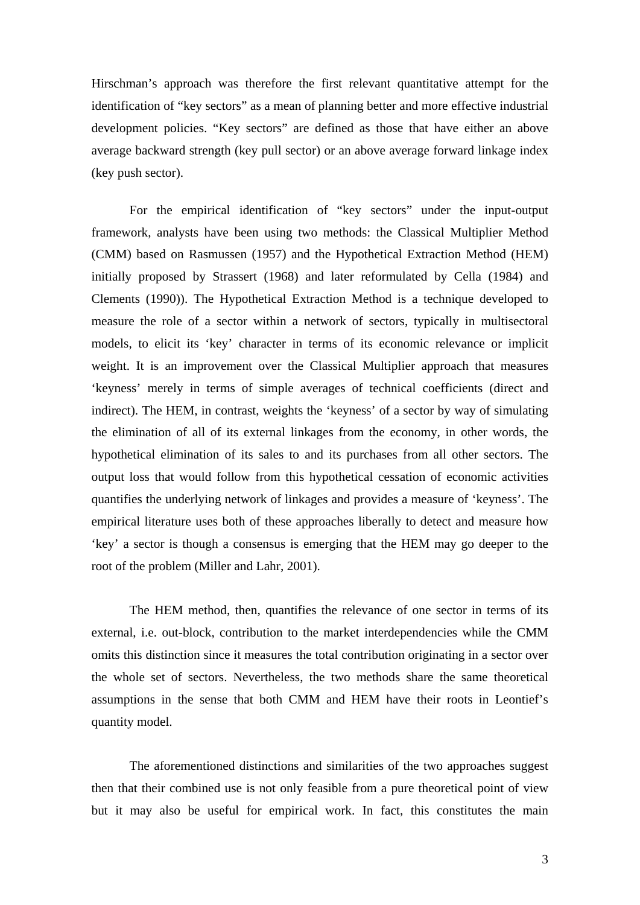Hirschman's approach was therefore the first relevant quantitative attempt for the identification of "key sectors" as a mean of planning better and more effective industrial development policies. "Key sectors" are defined as those that have either an above average backward strength (key pull sector) or an above average forward linkage index (key push sector).

For the empirical identification of "key sectors" under the input-output framework, analysts have been using two methods: the Classical Multiplier Method (CMM) based on Rasmussen (1957) and the Hypothetical Extraction Method (HEM) initially proposed by Strassert (1968) and later reformulated by Cella (1984) and Clements (1990)). The Hypothetical Extraction Method is a technique developed to measure the role of a sector within a network of sectors, typically in multisectoral models, to elicit its 'key' character in terms of its economic relevance or implicit weight. It is an improvement over the Classical Multiplier approach that measures 'keyness' merely in terms of simple averages of technical coefficients (direct and indirect). The HEM, in contrast, weights the 'keyness' of a sector by way of simulating the elimination of all of its external linkages from the economy, in other words, the hypothetical elimination of its sales to and its purchases from all other sectors. The output loss that would follow from this hypothetical cessation of economic activities quantifies the underlying network of linkages and provides a measure of 'keyness'. The empirical literature uses both of these approaches liberally to detect and measure how 'key' a sector is though a consensus is emerging that the HEM may go deeper to the root of the problem (Miller and Lahr, 2001).

The HEM method, then, quantifies the relevance of one sector in terms of its external, i.e. out-block, contribution to the market interdependencies while the CMM omits this distinction since it measures the total contribution originating in a sector over the whole set of sectors. Nevertheless, the two methods share the same theoretical assumptions in the sense that both CMM and HEM have their roots in Leontief's quantity model.

The aforementioned distinctions and similarities of the two approaches suggest then that their combined use is not only feasible from a pure theoretical point of view but it may also be useful for empirical work. In fact, this constitutes the main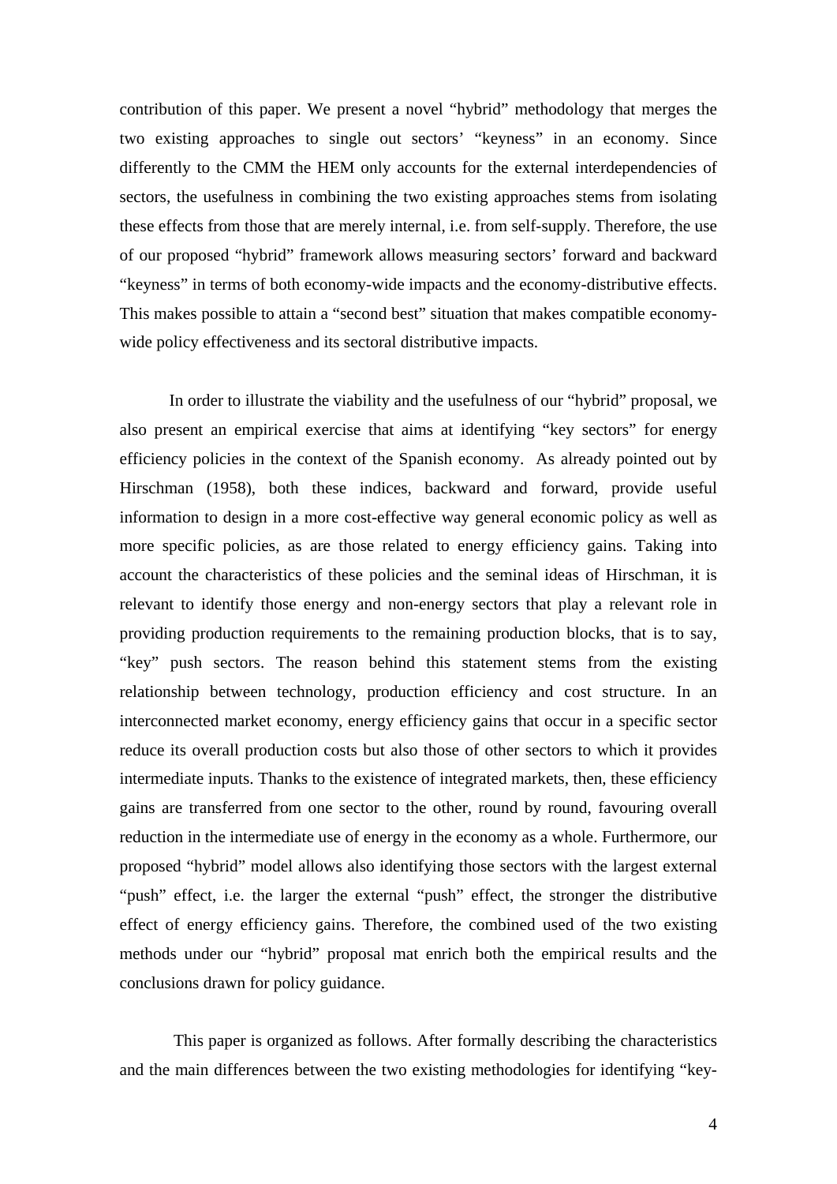contribution of this paper. We present a novel "hybrid" methodology that merges the two existing approaches to single out sectors' "keyness" in an economy. Since differently to the CMM the HEM only accounts for the external interdependencies of sectors, the usefulness in combining the two existing approaches stems from isolating these effects from those that are merely internal, i.e. from self-supply. Therefore, the use of our proposed "hybrid" framework allows measuring sectors' forward and backward "keyness" in terms of both economy-wide impacts and the economy-distributive effects. This makes possible to attain a "second best" situation that makes compatible economy-wide policy effectiveness and its sectoral distributive impacts.

In order to illustrate the viability and the usefulness of our "hybrid" proposal, we also present an empirical exercise that aims at identifying "key sectors" for energy efficiency policies in the context of the Spanish economy. As already pointed out by Hirschman (1958), both these indices, backward and forward, provide useful information to design in a more cost-effective way general economic policy as well as more specific policies, as are those related to energy efficiency gains. Taking into account the characteristics of these policies and the seminal ideas of Hirschman, it is relevant to identify those energy and non-energy sectors that play a relevant role in providing production requirements to the remaining production blocks, that is to say, "key" push sectors. The reason behind this statement stems from the existing relationship between technology, production efficiency and cost structure. In an interconnected market economy, energy efficiency gains that occur in a specific sector reduce its overall production costs but also those of other sectors to which it provides intermediate inputs. Thanks to the existence of integrated markets, then, these efficiency gains are transferred from one sector to the other, round by round, favouring overall reduction in the intermediate use of energy in the economy as a whole. Furthermore, our proposed "hybrid" model allows also identifying those sectors with the largest external "push" effect, i.e. the larger the external "push" effect, the stronger the distributive effect of energy efficiency gains. Therefore, the combined used of the two existing methods under our "hybrid" proposal mat enrich both the empirical results and the conclusions drawn for policy guidance.

This paper is organized as follows. After formally describing the characteristics and the main differences between the two existing methodologies for identifying "key-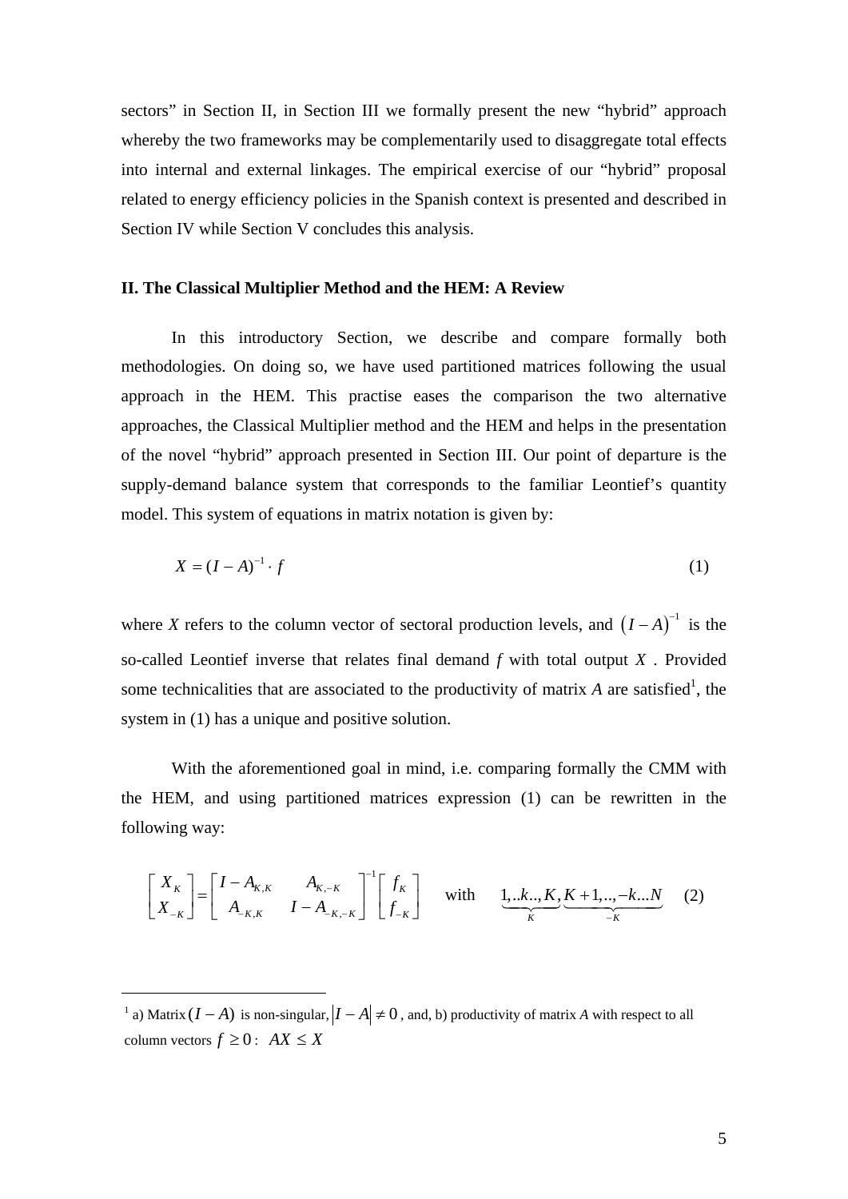sectors" in Section II, in Section III we formally present the new "hybrid" approach whereby the two frameworks may be complementarily used to disaggregate total effects into internal and external linkages. The empirical exercise of our "hybrid" proposal related to energy efficiency policies in the Spanish context is presented and described in Section IV while Section V concludes this analysis.

## II. The Classical Multiplier Method and the HEM: A Review

In this introductory Section, we describe and compare formally both methodologies. On doing so, we have used partitioned matrices following the usual approach in the HEM. This practise eases the comparison the two alternative approaches, the Classical Multiplier method and the HEM and helps in the presentation of the novel "hybrid" approach presented in Section III. Our point of departure is the supply-demand balance system that corresponds to the familiar Leontief's quantity model. This system of equations in matrix notation is given by:

$$X = (I - A)^{-1} \cdot f \tag{1}$$

where $X$ refers to the column vector of sectoral production levels, and $(I - A)^{-1}$ is the so-called Leontief inverse that relates final demand $f$ with total output $X$. Provided some technicalities that are associated to the productivity of matrix $A$ are satisfied[1], the system in (1) has a unique and positive solution.

With the aforementioned goal in mind, i.e. comparing formally the CMM with the HEM, and using partitioned matrices expression (1) can be rewritten in the following way:

$$\begin{bmatrix} X_K \\ X_{-K} \end{bmatrix} = \begin{bmatrix} I - A_{K,K} & A_{K,-K} \\ A_{-K,K} & I - A_{-K,-K} \end{bmatrix}^{-1} \begin{bmatrix} f_K \\ f_{-K} \end{bmatrix} \quad \text{with} \quad \underbrace{1,..k..,K}_{K}, \underbrace{K+1,..,-k...N}_{-K} \tag{2}$$

---

[1] a) Matrix $(I - A)$ is non-singular, $|I - A| \neq 0$, and, b) productivity of matrix $A$ with respect to all column vectors $f \geq 0$: $AX \leq X$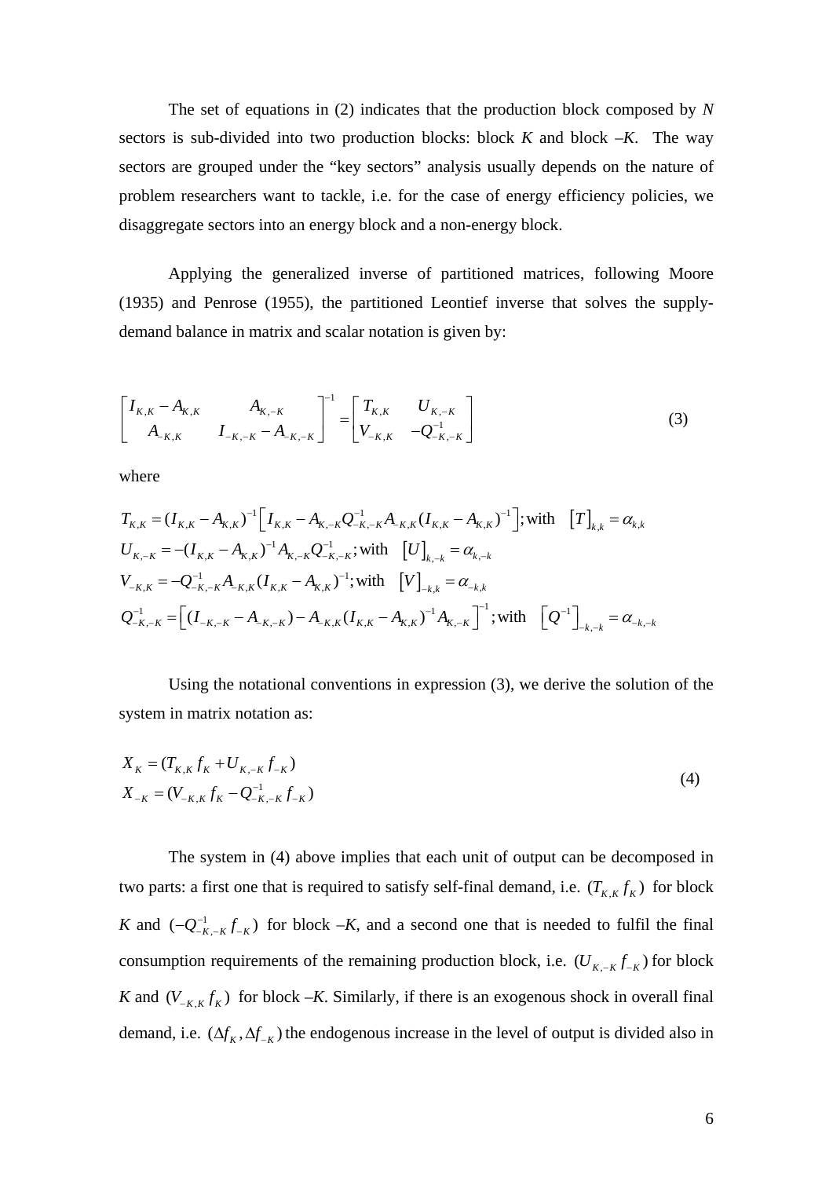The set of equations in (2) indicates that the production block composed by *N* sectors is sub-divided into two production blocks: block *K* and block *–K*. The way sectors are grouped under the "key sectors" analysis usually depends on the nature of problem researchers want to tackle, i.e. for the case of energy efficiency policies, we disaggregate sectors into an energy block and a non-energy block.

Applying the generalized inverse of partitioned matrices, following Moore (1935) and Penrose (1955), the partitioned Leontief inverse that solves the supply-demand balance in matrix and scalar notation is given by:

$$\begin{bmatrix} I_{K,K} - A_{K,K} & A_{K,-K} \\ A_{-K,K} & I_{-K,-K} - A_{-K,-K} \end{bmatrix}^{-1} = \begin{bmatrix} T_{K,K} & U_{K,-K} \\ V_{-K,K} & -Q^{-1}_{-K,-K} \end{bmatrix} \tag{3}$$

where

$$\begin{aligned}
T_{K,K} &= (I_{K,K} - A_{K,K})^{-1}\left[I_{K,K} - A_{K,-K}Q^{-1}_{-K,-K}A_{-K,K}(I_{K,K} - A_{K,K})^{-1}\right]; \text{with} \quad [T]_{k,k} = \alpha_{k,k} \\
U_{K,-K} &= -(I_{K,K} - A_{K,K})^{-1}A_{K,-K}Q^{-1}_{-K,-K}; \text{with} \quad [U]_{k,-k} = \alpha_{k,-k} \\
V_{-K,K} &= -Q^{-1}_{-K,-K}A_{-K,K}(I_{K,K} - A_{K,K})^{-1}; \text{with} \quad [V]_{-k,k} = \alpha_{-k,k} \\
Q^{-1}_{-K,-K} &= \left[(I_{-K,-K} - A_{-K,-K}) - A_{-K,K}(I_{K,K} - A_{K,K})^{-1}A_{K,-K}\right]^{-1}; \text{with} \quad \left[Q^{-1}\right]_{-k,-k} = \alpha_{-k,-k}
\end{aligned}$$

Using the notational conventions in expression (3), we derive the solution of the system in matrix notation as:

$$\begin{aligned}
X_K &= (T_{K,K}f_K + U_{K,-K}f_{-K}) \\
X_{-K} &= (V_{-K,K}f_K - Q^{-1}_{-K,-K}f_{-K})
\end{aligned} \tag{4}$$

The system in (4) above implies that each unit of output can be decomposed in two parts: a first one that is required to satisfy self-final demand, i.e. $(T_{K,K}f_K)$ for block *K* and $(-Q^{-1}_{-K,-K}f_{-K})$ for block *–K*, and a second one that is needed to fulfil the final consumption requirements of the remaining production block, i.e. $(U_{K,-K}f_{-K})$ for block *K* and $(V_{-K,K}f_K)$ for block *–K*. Similarly, if there is an exogenous shock in overall final demand, i.e. $(\Delta f_K, \Delta f_{-K})$ the endogenous increase in the level of output is divided also in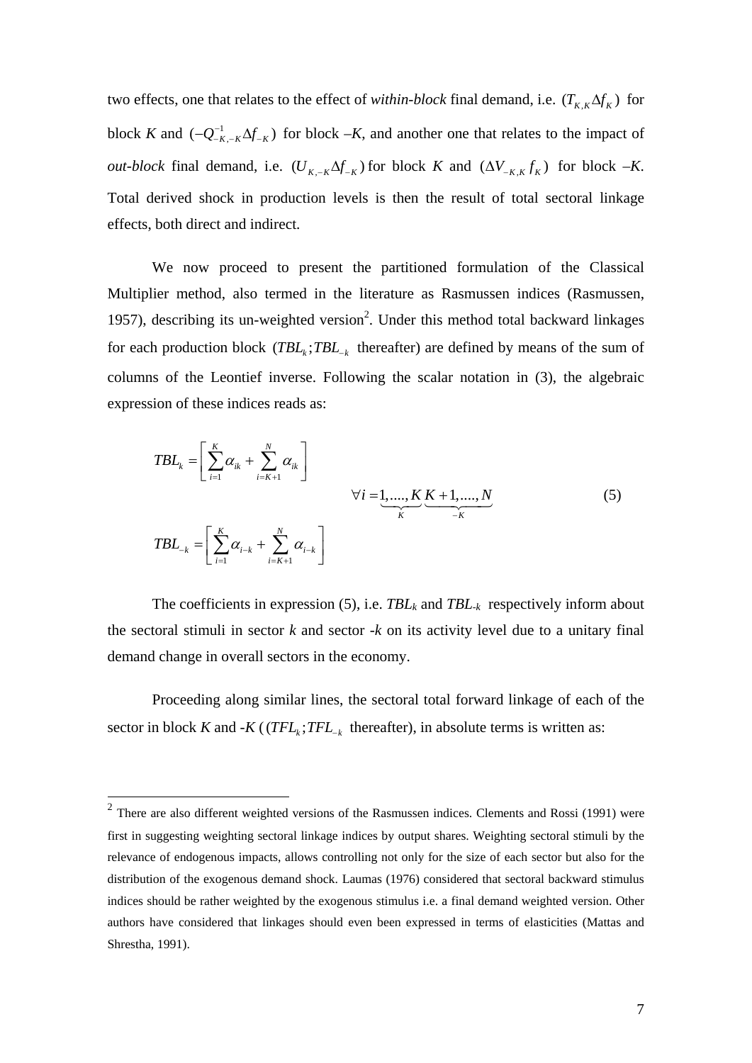two effects, one that relates to the effect of *within-block* final demand, i.e. $(T_{K,K}\Delta f_K)$ for block *K* and $(-Q^{-1}_{-K,-K}\Delta f_{-K})$ for block *–K*, and another one that relates to the impact of *out-block* final demand, i.e. $(U_{K,-K}\Delta f_{-K})$ for block *K* and $(\Delta V_{-K,K} f_K)$ for block *–K*. Total derived shock in production levels is then the result of total sectoral linkage effects, both direct and indirect.

We now proceed to present the partitioned formulation of the Classical Multiplier method, also termed in the literature as Rasmussen indices (Rasmussen, 1957), describing its un-weighted version[2]. Under this method total backward linkages for each production block ($TBL_k; TBL_{-k}$ thereafter) are defined by means of the sum of columns of the Leontief inverse. Following the scalar notation in (3), the algebraic expression of these indices reads as:

$$
\begin{aligned}
TBL_k &= \left[ \sum_{i=1}^{K} \alpha_{ik} + \sum_{i=K+1}^{N} \alpha_{ik} \right] \\
& \qquad\qquad\qquad\qquad \forall i = \underbrace{1,....,K}_{K}\; \underbrace{K+1,....,N}_{-K} \qquad (5) \\
TBL_{-k} &= \left[ \sum_{i=1}^{K} \alpha_{i-k} + \sum_{i=K+1}^{N} \alpha_{i-k} \right]
\end{aligned}
$$

The coefficients in expression (5), i.e. $TBL_k$ and $TBL_{-k}$ respectively inform about the sectoral stimuli in sector *k* and sector *-k* on its activity level due to a unitary final demand change in overall sectors in the economy.

Proceeding along similar lines, the sectoral total forward linkage of each of the sector in block *K* and *-K* ( ($TFL_k; TFL_{-k}$ thereafter), in absolute terms is written as:

---

[2] There are also different weighted versions of the Rasmussen indices. Clements and Rossi (1991) were first in suggesting weighting sectoral linkage indices by output shares. Weighting sectoral stimuli by the relevance of endogenous impacts, allows controlling not only for the size of each sector but also for the distribution of the exogenous demand shock. Laumas (1976) considered that sectoral backward stimulus indices should be rather weighted by the exogenous stimulus i.e. a final demand weighted version. Other authors have considered that linkages should even been expressed in terms of elasticities (Mattas and Shrestha, 1991).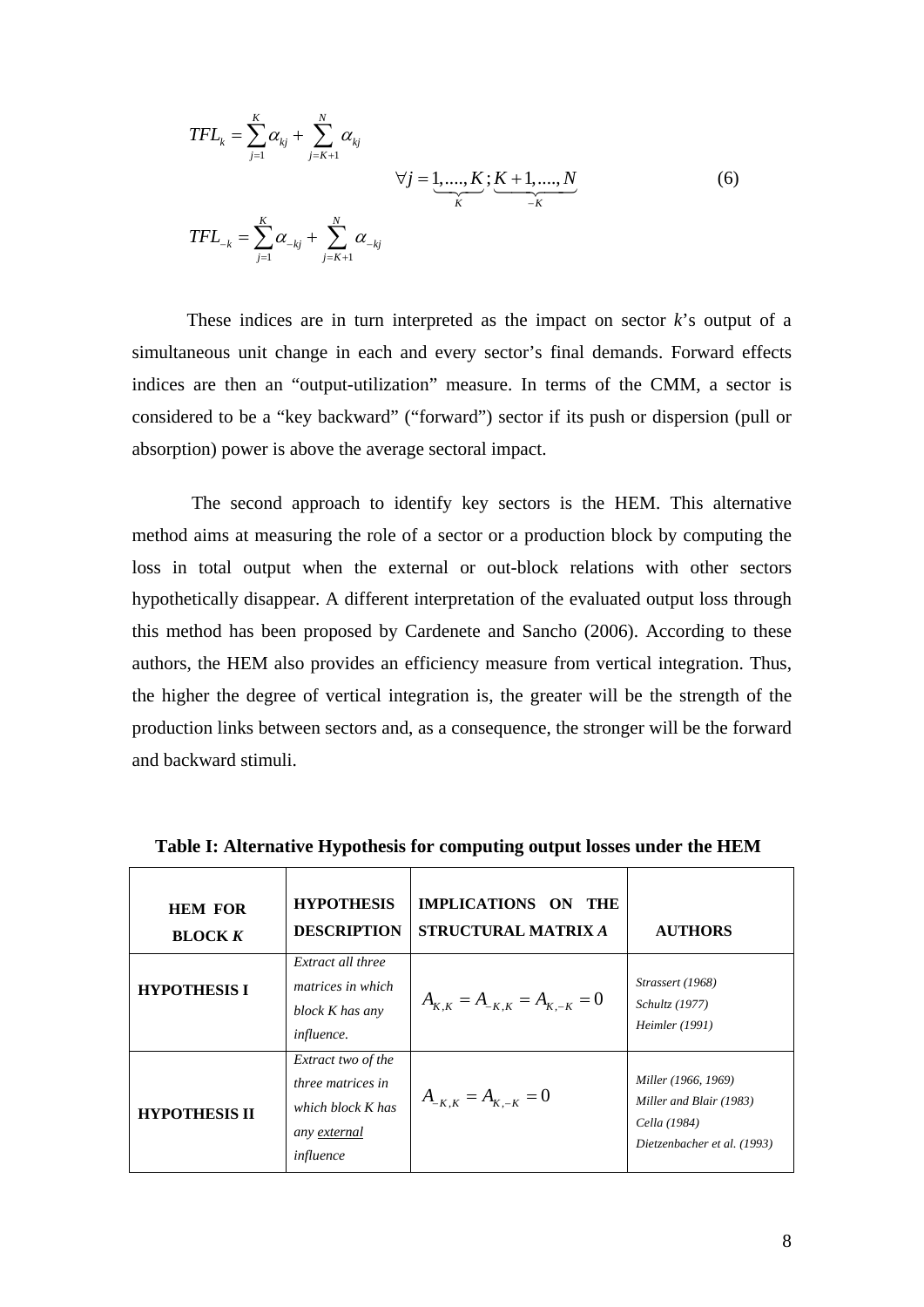$$TFL_k = \sum_{j=1}^{K} \alpha_{kj} + \sum_{j=K+1}^{N} \alpha_{kj}$$

$$\forall j = \underbrace{1,....,K}_{K}; \underbrace{K+1,....,N}_{-K} \tag{6}$$

$$TFL_{-k} = \sum_{j=1}^{K} \alpha_{-kj} + \sum_{j=K+1}^{N} \alpha_{-kj}$$

These indices are in turn interpreted as the impact on sector *k*'s output of a simultaneous unit change in each and every sector's final demands. Forward effects indices are then an "output-utilization" measure. In terms of the CMM, a sector is considered to be a "key backward" ("forward") sector if its push or dispersion (pull or absorption) power is above the average sectoral impact.

The second approach to identify key sectors is the HEM. This alternative method aims at measuring the role of a sector or a production block by computing the loss in total output when the external or out-block relations with other sectors hypothetically disappear. A different interpretation of the evaluated output loss through this method has been proposed by Cardenete and Sancho (2006). According to these authors, the HEM also provides an efficiency measure from vertical integration. Thus, the higher the degree of vertical integration is, the greater will be the strength of the production links between sectors and, as a consequence, the stronger will be the forward and backward stimuli.

**Table I: Alternative Hypothesis for computing output losses under the HEM**

| **HEM FOR BLOCK *K*** | **HYPOTHESIS DESCRIPTION** | **IMPLICATIONS ON THE STRUCTURAL MATRIX *A*** | **AUTHORS** |
|---|---|---|---|
| **HYPOTHESIS I** | *Extract all three matrices in which block K has any influence.* | $A_{K,K} = A_{-K,K} = A_{K,-K} = 0$ | *Strassert (1968)* *Schultz (1977)* *Heimler (1991)* |
| **HYPOTHESIS II** | *Extract two of the three matrices in which block K has any <u>external</u> influence* | $A_{-K,K} = A_{K,-K} = 0$ | *Miller (1966, 1969)* *Miller and Blair (1983)* *Cella (1984)* *Dietzenbacher et al. (1993)* |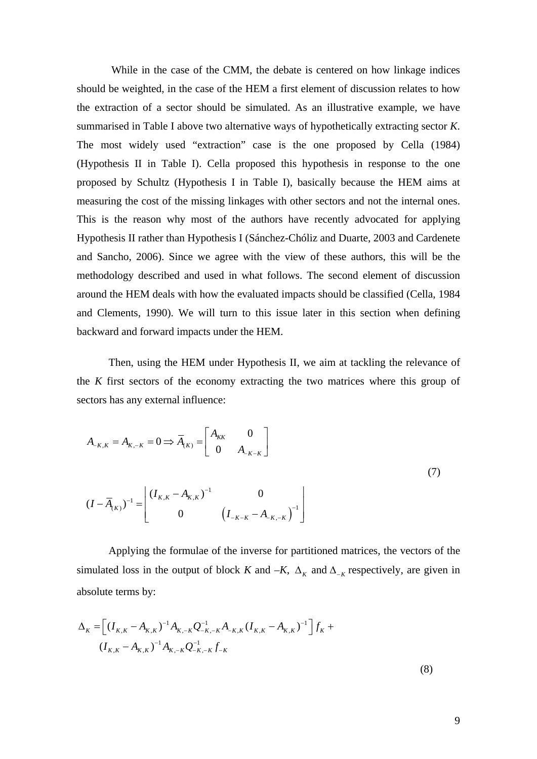While in the case of the CMM, the debate is centered on how linkage indices should be weighted, in the case of the HEM a first element of discussion relates to how the extraction of a sector should be simulated. As an illustrative example, we have summarised in Table I above two alternative ways of hypothetically extracting sector *K*. The most widely used "extraction" case is the one proposed by Cella (1984) (Hypothesis II in Table I). Cella proposed this hypothesis in response to the one proposed by Schultz (Hypothesis I in Table I), basically because the HEM aims at measuring the cost of the missing linkages with other sectors and not the internal ones. This is the reason why most of the authors have recently advocated for applying Hypothesis II rather than Hypothesis I (Sánchez-Chóliz and Duarte, 2003 and Cardenete and Sancho, 2006). Since we agree with the view of these authors, this will be the methodology described and used in what follows. The second element of discussion around the HEM deals with how the evaluated impacts should be classified (Cella, 1984 and Clements, 1990). We will turn to this issue later in this section when defining backward and forward impacts under the HEM.

Then, using the HEM under Hypothesis II, we aim at tackling the relevance of the *K* first sectors of the economy extracting the two matrices where this group of sectors has any external influence:

$$A_{-K,K} = A_{K,-K} = 0 \Rightarrow \overline{A}_{(K)} = \begin{bmatrix} A_{KK} & 0 \\ 0 & A_{-K-K} \end{bmatrix}$$

$$(I - \overline{A}_{(K)})^{-1} = \begin{bmatrix} (I_{K,K} - A_{K,K})^{-1} & 0 \\ 0 & \left(I_{-K-K} - A_{-K,-K}\right)^{-1} \end{bmatrix} \tag{7}$$

Applying the formulae of the inverse for partitioned matrices, the vectors of the simulated loss in the output of block *K* and –*K*, $\Delta_K$ and $\Delta_{-K}$ respectively, are given in absolute terms by:

$$\Delta_K = \left[ (I_{K,K} - A_{K,K})^{-1} A_{K,-K} Q^{-1}_{-K,-K} A_{-K,K} (I_{K,K} - A_{K,K})^{-1} \right] f_K + (I_{K,K} - A_{K,K})^{-1} A_{K,-K} Q^{-1}_{-K,-K} f_{-K} \tag{8}$$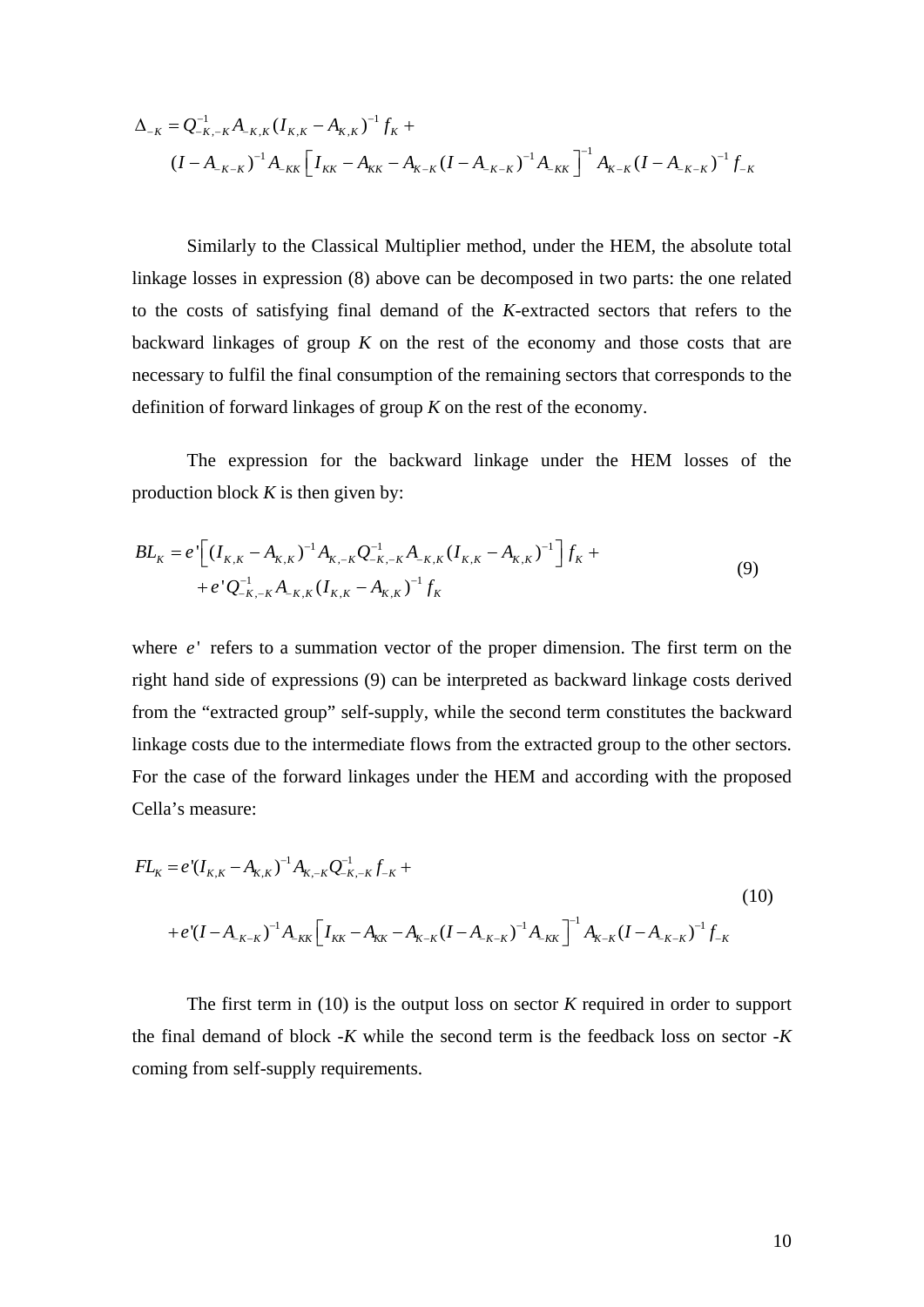$$\Delta_{-K} = Q^{-1}_{-K,-K} A_{-K,K} (I_{K,K} - A_{K,K})^{-1} f_K + \\ (I - A_{-K-K})^{-1} A_{-KK} \left[ I_{KK} - A_{KK} - A_{K-K} (I - A_{-K-K})^{-1} A_{-KK} \right]^{-1} A_{K-K} (I - A_{-K-K})^{-1} f_{-K}$$

Similarly to the Classical Multiplier method, under the HEM, the absolute total linkage losses in expression (8) above can be decomposed in two parts: the one related to the costs of satisfying final demand of the *K*-extracted sectors that refers to the backward linkages of group *K* on the rest of the economy and those costs that are necessary to fulfil the final consumption of the remaining sectors that corresponds to the definition of forward linkages of group *K* on the rest of the economy.

The expression for the backward linkage under the HEM losses of the production block *K* is then given by:

$$BL_K = e'\left[ (I_{K,K} - A_{K,K})^{-1} A_{K,-K} Q^{-1}_{-K,-K} A_{-K,K} (I_{K,K} - A_{K,K})^{-1} \right] f_K + \\ + e' Q^{-1}_{-K,-K} A_{-K,K} (I_{K,K} - A_{K,K})^{-1} f_K \tag{9}$$

where $e'$ refers to a summation vector of the proper dimension. The first term on the right hand side of expressions (9) can be interpreted as backward linkage costs derived from the "extracted group" self-supply, while the second term constitutes the backward linkage costs due to the intermediate flows from the extracted group to the other sectors. For the case of the forward linkages under the HEM and according with the proposed Cella's measure:

$$FL_K = e'(I_{K,K} - A_{K,K})^{-1} A_{K,-K} Q^{-1}_{-K,-K} f_{-K} + \\ + e'(I - A_{-K-K})^{-1} A_{-KK} \left[ I_{KK} - A_{KK} - A_{K-K} (I - A_{-K-K})^{-1} A_{-KK} \right]^{-1} A_{K-K} (I - A_{-K-K})^{-1} f_{-K} \tag{10}$$

The first term in (10) is the output loss on sector *K* required in order to support the final demand of block *-K* while the second term is the feedback loss on sector *-K* coming from self-supply requirements.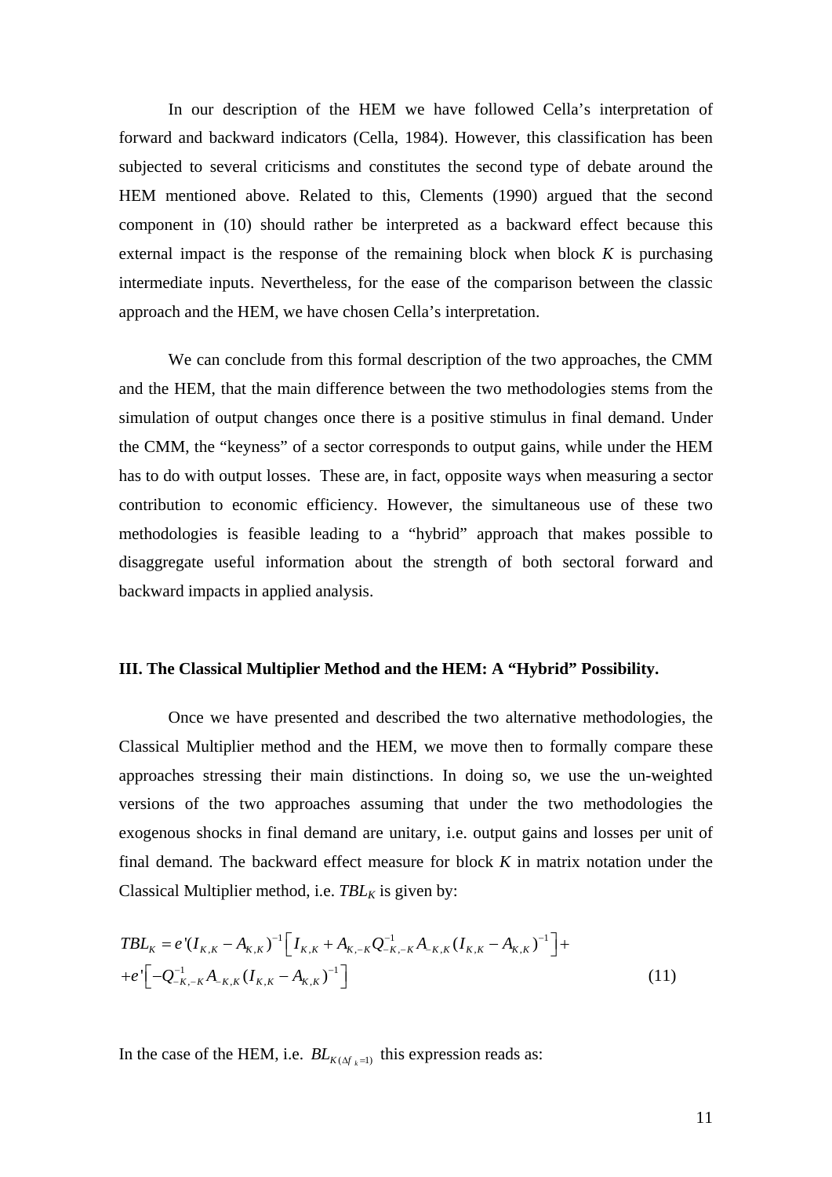In our description of the HEM we have followed Cella's interpretation of forward and backward indicators (Cella, 1984). However, this classification has been subjected to several criticisms and constitutes the second type of debate around the HEM mentioned above. Related to this, Clements (1990) argued that the second component in (10) should rather be interpreted as a backward effect because this external impact is the response of the remaining block when block *K* is purchasing intermediate inputs. Nevertheless, for the ease of the comparison between the classic approach and the HEM, we have chosen Cella's interpretation.

We can conclude from this formal description of the two approaches, the CMM and the HEM, that the main difference between the two methodologies stems from the simulation of output changes once there is a positive stimulus in final demand. Under the CMM, the "keyness" of a sector corresponds to output gains, while under the HEM has to do with output losses. These are, in fact, opposite ways when measuring a sector contribution to economic efficiency. However, the simultaneous use of these two methodologies is feasible leading to a "hybrid" approach that makes possible to disaggregate useful information about the strength of both sectoral forward and backward impacts in applied analysis.

### III. The Classical Multiplier Method and the HEM: A "Hybrid" Possibility.

Once we have presented and described the two alternative methodologies, the Classical Multiplier method and the HEM, we move then to formally compare these approaches stressing their main distinctions. In doing so, we use the un-weighted versions of the two approaches assuming that under the two methodologies the exogenous shocks in final demand are unitary, i.e. output gains and losses per unit of final demand. The backward effect measure for block *K* in matrix notation under the Classical Multiplier method, i.e. $TBL_K$ is given by:

$$
\begin{aligned}
TBL_K &= e'(I_{K,K} - A_{K,K})^{-1}\left[I_{K,K} + A_{K,-K}Q^{-1}_{-K,-K}A_{-K,K}(I_{K,K} - A_{K,K})^{-1}\right] + \\
&+ e'\left[-Q^{-1}_{-K,-K}A_{-K,K}(I_{K,K} - A_{K,K})^{-1}\right]
\end{aligned}
\tag{11}
$$

In the case of the HEM, i.e. $BL_{K(\Delta f_k = 1)}$ this expression reads as: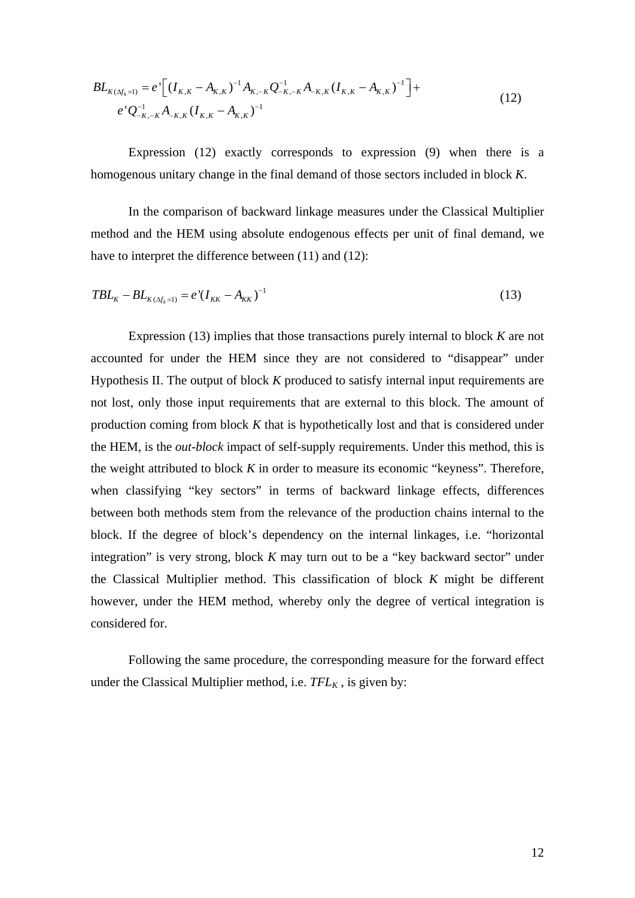$$BL_{K(\Delta f_k=1)} = e'\left[(I_{K,K} - A_{K,K})^{-1} A_{K,-K} Q^{-1}_{-K,-K} A_{-K,K} (I_{K,K} - A_{K,K})^{-1}\right] + e' Q^{-1}_{-K,-K} A_{-K,K} (I_{K,K} - A_{K,K})^{-1} \tag{12}$$

Expression (12) exactly corresponds to expression (9) when there is a homogenous unitary change in the final demand of those sectors included in block *K*.

In the comparison of backward linkage measures under the Classical Multiplier method and the HEM using absolute endogenous effects per unit of final demand, we have to interpret the difference between (11) and (12):

$$TBL_K - BL_{K(\Delta f_k=1)} = e'(I_{KK} - A_{KK})^{-1} \tag{13}$$

Expression (13) implies that those transactions purely internal to block *K* are not accounted for under the HEM since they are not considered to "disappear" under Hypothesis II. The output of block *K* produced to satisfy internal input requirements are not lost, only those input requirements that are external to this block. The amount of production coming from block *K* that is hypothetically lost and that is considered under the HEM, is the *out-block* impact of self-supply requirements. Under this method, this is the weight attributed to block *K* in order to measure its economic "keyness". Therefore, when classifying "key sectors" in terms of backward linkage effects, differences between both methods stem from the relevance of the production chains internal to the block. If the degree of block's dependency on the internal linkages, i.e. "horizontal integration" is very strong, block *K* may turn out to be a "key backward sector" under the Classical Multiplier method. This classification of block *K* might be different however, under the HEM method, whereby only the degree of vertical integration is considered for.

Following the same procedure, the corresponding measure for the forward effect under the Classical Multiplier method, i.e. $TFL_K$, is given by: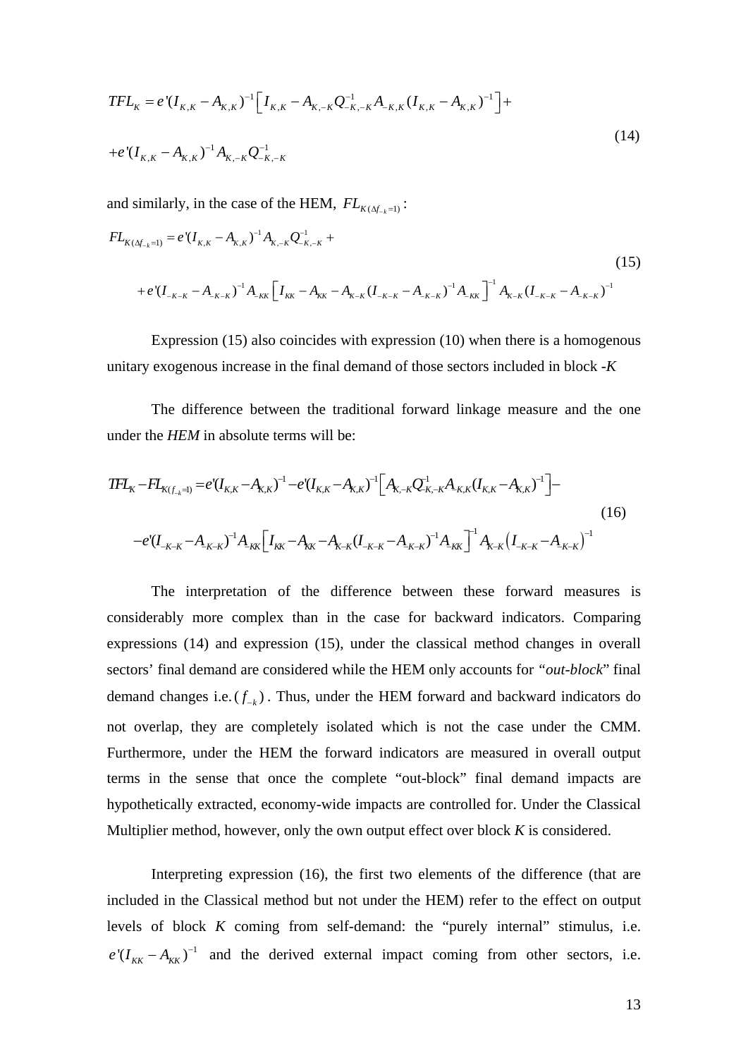$$TFL_K = e'(I_{K,K} - A_{K,K})^{-1}\left[I_{K,K} - A_{K,-K}Q^{-1}_{-K,-K}A_{-K,K}(I_{K,K} - A_{K,K})^{-1}\right] +$$

$$+e'(I_{K,K} - A_{K,K})^{-1}A_{K,-K}Q^{-1}_{-K,-K} \tag{14}$$

and similarly, in the case of the HEM, $FL_{K(\Delta f_{-k}=1)}$ :

$$FL_{K(\Delta f_{-k}=1)} = e'(I_{K,K} - A_{K,K})^{-1}A_{K,-K}Q^{-1}_{-K,-K} +$$

$$+e'(I_{-K-K} - A_{-K-K})^{-1}A_{-KK}\left[I_{KK} - A_{KK} - A_{K-K}(I_{-K-K} - A_{-K-K})^{-1}A_{-KK}\right]^{-1}A_{K-K}(I_{-K-K} - A_{-K-K})^{-1} \tag{15}$$

Expression (15) also coincides with expression (10) when there is a homogenous unitary exogenous increase in the final demand of those sectors included in block *-K*

The difference between the traditional forward linkage measure and the one under the *HEM* in absolute terms will be:

$$TFL_K - FL_{K(f_{-k}=1)} = e'(I_{K,K} - A_{K,K})^{-1} - e'(I_{K,K} - A_{K,K})^{-1}\left[A_{K,-K}Q^{-1}_{-K,-K}A_{-K,K}(I_{K,K} - A_{K,K})^{-1}\right] -$$

$$-e'(I_{-K-K} - A_{-K-K})^{-1}A_{-KK}\left[I_{KK} - A_{KK} - A_{K-K}(I_{-K-K} - A_{-K-K})^{-1}A_{-KK}\right]^{-1}A_{K-K}\left(I_{-K-K} - A_{-K-K}\right)^{-1} \tag{16}$$

The interpretation of the difference between these forward measures is considerably more complex than in the case for backward indicators. Comparing expressions (14) and expression (15), under the classical method changes in overall sectors' final demand are considered while the HEM only accounts for "*out-block*" final demand changes i.e. $(f_{-k})$ . Thus, under the HEM forward and backward indicators do not overlap, they are completely isolated which is not the case under the CMM. Furthermore, under the HEM the forward indicators are measured in overall output terms in the sense that once the complete "out-block" final demand impacts are hypothetically extracted, economy-wide impacts are controlled for. Under the Classical Multiplier method, however, only the own output effect over block *K* is considered.

Interpreting expression (16), the first two elements of the difference (that are included in the Classical method but not under the HEM) refer to the effect on output levels of block *K* coming from self-demand: the "purely internal" stimulus, i.e. $e'(I_{KK} - A_{KK})^{-1}$ and the derived external impact coming from other sectors, i.e.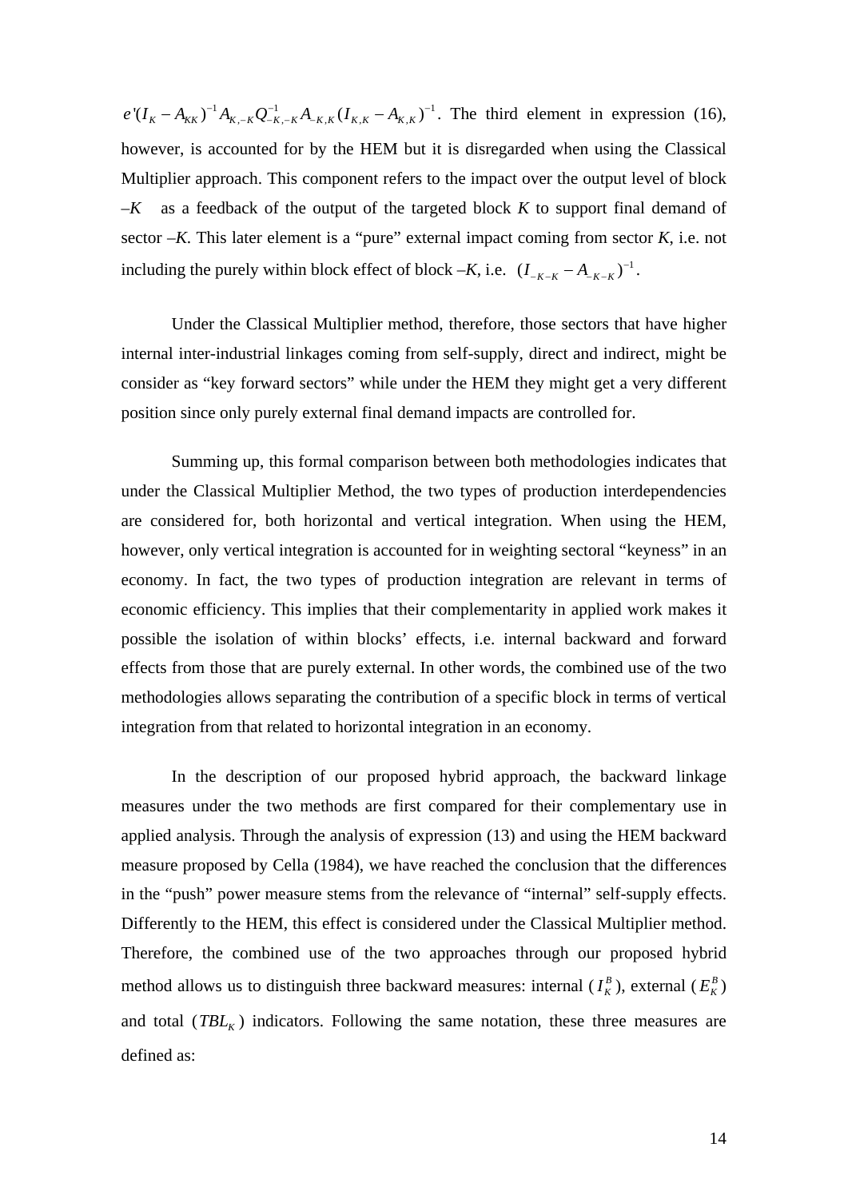$e'(I_K - A_{KK})^{-1} A_{K,-K} Q^{-1}_{-K,-K} A_{-K,K} (I_{K,K} - A_{K,K})^{-1}$. The third element in expression (16), however, is accounted for by the HEM but it is disregarded when using the Classical Multiplier approach. This component refers to the impact over the output level of block *–K* as a feedback of the output of the targeted block *K* to support final demand of sector *–K*. This later element is a "pure" external impact coming from sector *K*, i.e. not including the purely within block effect of block *–K*, i.e. $(I_{-K-K} - A_{-K-K})^{-1}$.

Under the Classical Multiplier method, therefore, those sectors that have higher internal inter-industrial linkages coming from self-supply, direct and indirect, might be consider as "key forward sectors" while under the HEM they might get a very different position since only purely external final demand impacts are controlled for.

Summing up, this formal comparison between both methodologies indicates that under the Classical Multiplier Method, the two types of production interdependencies are considered for, both horizontal and vertical integration. When using the HEM, however, only vertical integration is accounted for in weighting sectoral "keyness" in an economy. In fact, the two types of production integration are relevant in terms of economic efficiency. This implies that their complementarity in applied work makes it possible the isolation of within blocks' effects, i.e. internal backward and forward effects from those that are purely external. In other words, the combined use of the two methodologies allows separating the contribution of a specific block in terms of vertical integration from that related to horizontal integration in an economy.

In the description of our proposed hybrid approach, the backward linkage measures under the two methods are first compared for their complementary use in applied analysis. Through the analysis of expression (13) and using the HEM backward measure proposed by Cella (1984), we have reached the conclusion that the differences in the "push" power measure stems from the relevance of "internal" self-supply effects. Differently to the HEM, this effect is considered under the Classical Multiplier method. Therefore, the combined use of the two approaches through our proposed hybrid method allows us to distinguish three backward measures: internal ($I_K^B$), external ($E_K^B$) and total ($TBL_K$) indicators. Following the same notation, these three measures are defined as: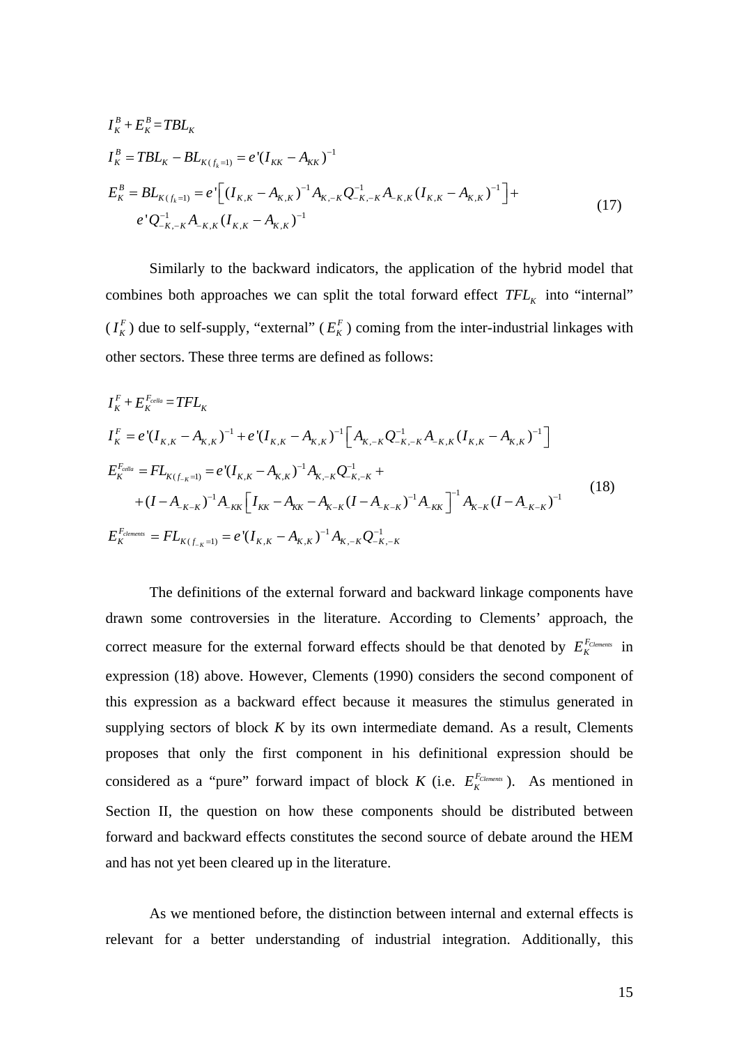$$
\begin{aligned}
&I_K^B + E_K^B = TBL_K \\
&I_K^B = TBL_K - BL_{K(f_k=1)} = e'(I_{KK} - A_{KK})^{-1} \\
&E_K^B = BL_{K(f_k=1)} = e'\left[(I_{K,K} - A_{K,K})^{-1} A_{K,-K} Q_{-K,-K}^{-1} A_{-K,K} (I_{K,K} - A_{K,K})^{-1}\right] + \\
&\qquad e' Q_{-K,-K}^{-1} A_{-K,K} (I_{K,K} - A_{K,K})^{-1}
\end{aligned}
\tag{17}
$$

Similarly to the backward indicators, the application of the hybrid model that combines both approaches we can split the total forward effect $TFL_K$ into "internal" ($I_K^F$) due to self-supply, "external" ($E_K^F$) coming from the inter-industrial linkages with other sectors. These three terms are defined as follows:

$$
\begin{aligned}
&I_K^F + E_K^{F_{cella}} = TFL_K \\
&I_K^F = e'(I_{K,K} - A_{K,K})^{-1} + e'(I_{K,K} - A_{K,K})^{-1}\left[A_{K,-K} Q_{-K,-K}^{-1} A_{-K,K} (I_{K,K} - A_{K,K})^{-1}\right] \\
&E_K^{F_{cella}} = FL_{K(f_{-K}=1)} = e'(I_{K,K} - A_{K,K})^{-1} A_{K,-K} Q_{-K,-K}^{-1} + \\
&\qquad + (I - A_{-K-K})^{-1} A_{-KK}\left[I_{KK} - A_{KK} - A_{K-K}(I - A_{-K-K})^{-1} A_{-KK}\right]^{-1} A_{K-K}(I - A_{-K-K})^{-1} \\
&E_K^{F_{clements}} = FL_{K(f_{-K}=1)} = e'(I_{K,K} - A_{K,K})^{-1} A_{K,-K} Q_{-K,-K}^{-1}
\end{aligned}
\tag{18}
$$

The definitions of the external forward and backward linkage components have drawn some controversies in the literature. According to Clements' approach, the correct measure for the external forward effects should be that denoted by $E_K^{F_{Clements}}$ in expression (18) above. However, Clements (1990) considers the second component of this expression as a backward effect because it measures the stimulus generated in supplying sectors of block *K* by its own intermediate demand. As a result, Clements proposes that only the first component in his definitional expression should be considered as a "pure" forward impact of block *K* (i.e. $E_K^{F_{Clements}}$). As mentioned in Section II, the question on how these components should be distributed between forward and backward effects constitutes the second source of debate around the HEM and has not yet been cleared up in the literature.

As we mentioned before, the distinction between internal and external effects is relevant for a better understanding of industrial integration. Additionally, this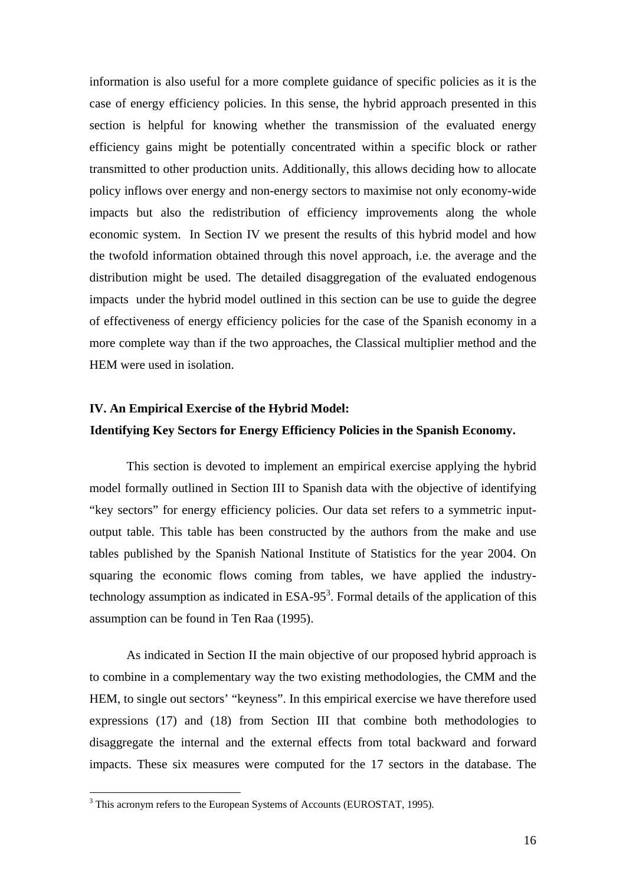information is also useful for a more complete guidance of specific policies as it is the case of energy efficiency policies. In this sense, the hybrid approach presented in this section is helpful for knowing whether the transmission of the evaluated energy efficiency gains might be potentially concentrated within a specific block or rather transmitted to other production units. Additionally, this allows deciding how to allocate policy inflows over energy and non-energy sectors to maximise not only economy-wide impacts but also the redistribution of efficiency improvements along the whole economic system. In Section IV we present the results of this hybrid model and how the twofold information obtained through this novel approach, i.e. the average and the distribution might be used. The detailed disaggregation of the evaluated endogenous impacts under the hybrid model outlined in this section can be use to guide the degree of effectiveness of energy efficiency policies for the case of the Spanish economy in a more complete way than if the two approaches, the Classical multiplier method and the HEM were used in isolation.

## IV. An Empirical Exercise of the Hybrid Model: Identifying Key Sectors for Energy Efficiency Policies in the Spanish Economy.

This section is devoted to implement an empirical exercise applying the hybrid model formally outlined in Section III to Spanish data with the objective of identifying "key sectors" for energy efficiency policies. Our data set refers to a symmetric input-output table. This table has been constructed by the authors from the make and use tables published by the Spanish National Institute of Statistics for the year 2004. On squaring the economic flows coming from tables, we have applied the industry-technology assumption as indicated in ESA-95[3]. Formal details of the application of this assumption can be found in Ten Raa (1995).

As indicated in Section II the main objective of our proposed hybrid approach is to combine in a complementary way the two existing methodologies, the CMM and the HEM, to single out sectors' "keyness". In this empirical exercise we have therefore used expressions (17) and (18) from Section III that combine both methodologies to disaggregate the internal and the external effects from total backward and forward impacts. These six measures were computed for the 17 sectors in the database. The

[3] This acronym refers to the European Systems of Accounts (EUROSTAT, 1995).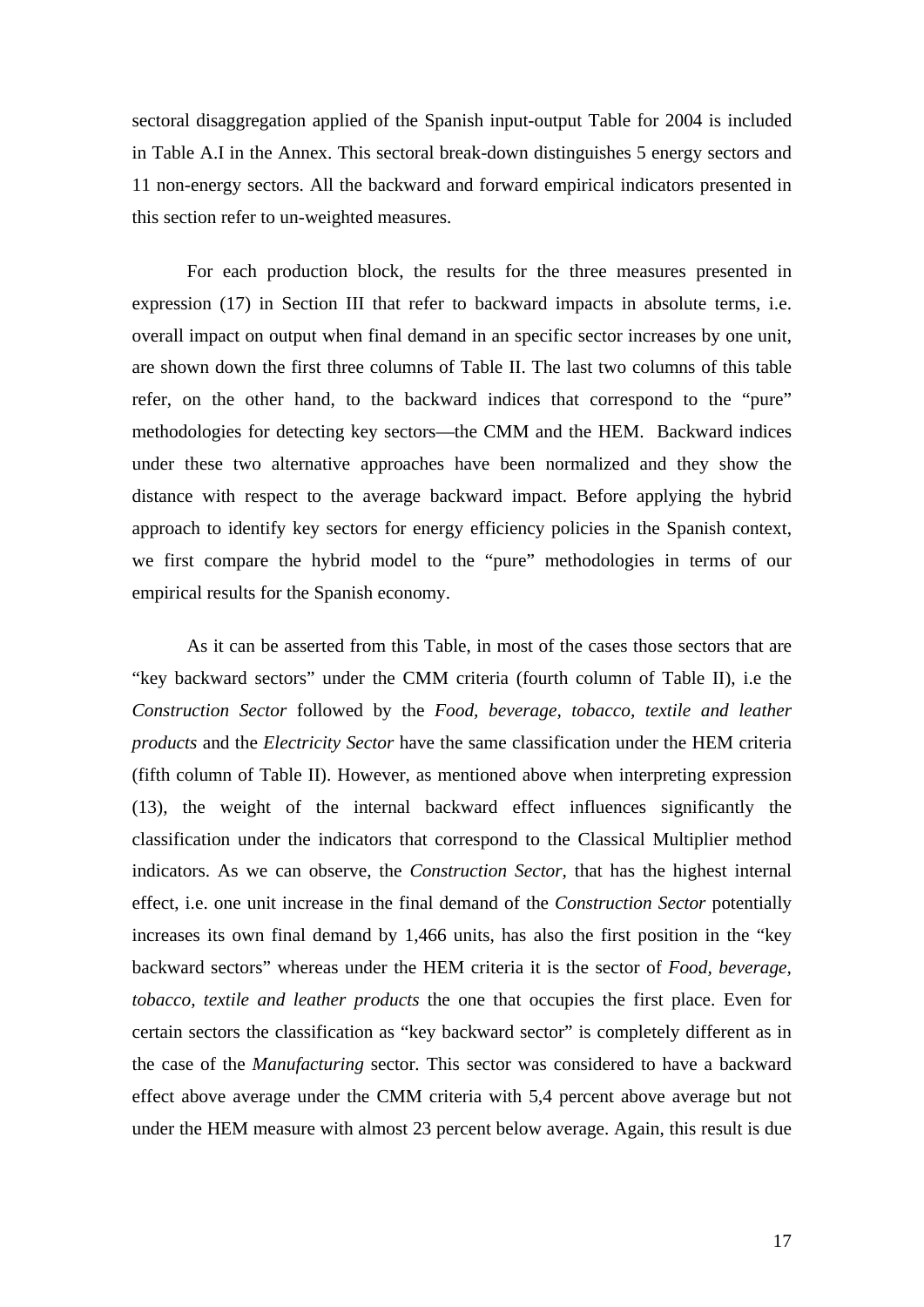sectoral disaggregation applied of the Spanish input-output Table for 2004 is included in Table A.I in the Annex. This sectoral break-down distinguishes 5 energy sectors and 11 non-energy sectors. All the backward and forward empirical indicators presented in this section refer to un-weighted measures.

For each production block, the results for the three measures presented in expression (17) in Section III that refer to backward impacts in absolute terms, i.e. overall impact on output when final demand in an specific sector increases by one unit, are shown down the first three columns of Table II. The last two columns of this table refer, on the other hand, to the backward indices that correspond to the "pure" methodologies for detecting key sectors—the CMM and the HEM. Backward indices under these two alternative approaches have been normalized and they show the distance with respect to the average backward impact. Before applying the hybrid approach to identify key sectors for energy efficiency policies in the Spanish context, we first compare the hybrid model to the "pure" methodologies in terms of our empirical results for the Spanish economy.

As it can be asserted from this Table, in most of the cases those sectors that are "key backward sectors" under the CMM criteria (fourth column of Table II), i.e the *Construction Sector* followed by the *Food, beverage, tobacco, textile and leather products* and the *Electricity Sector* have the same classification under the HEM criteria (fifth column of Table II). However, as mentioned above when interpreting expression (13), the weight of the internal backward effect influences significantly the classification under the indicators that correspond to the Classical Multiplier method indicators. As we can observe, the *Construction Sector,* that has the highest internal effect, i.e. one unit increase in the final demand of the *Construction Sector* potentially increases its own final demand by 1,466 units, has also the first position in the "key backward sectors" whereas under the HEM criteria it is the sector of *Food, beverage, tobacco, textile and leather products* the one that occupies the first place. Even for certain sectors the classification as "key backward sector" is completely different as in the case of the *Manufacturing* sector. This sector was considered to have a backward effect above average under the CMM criteria with 5,4 percent above average but not under the HEM measure with almost 23 percent below average. Again, this result is due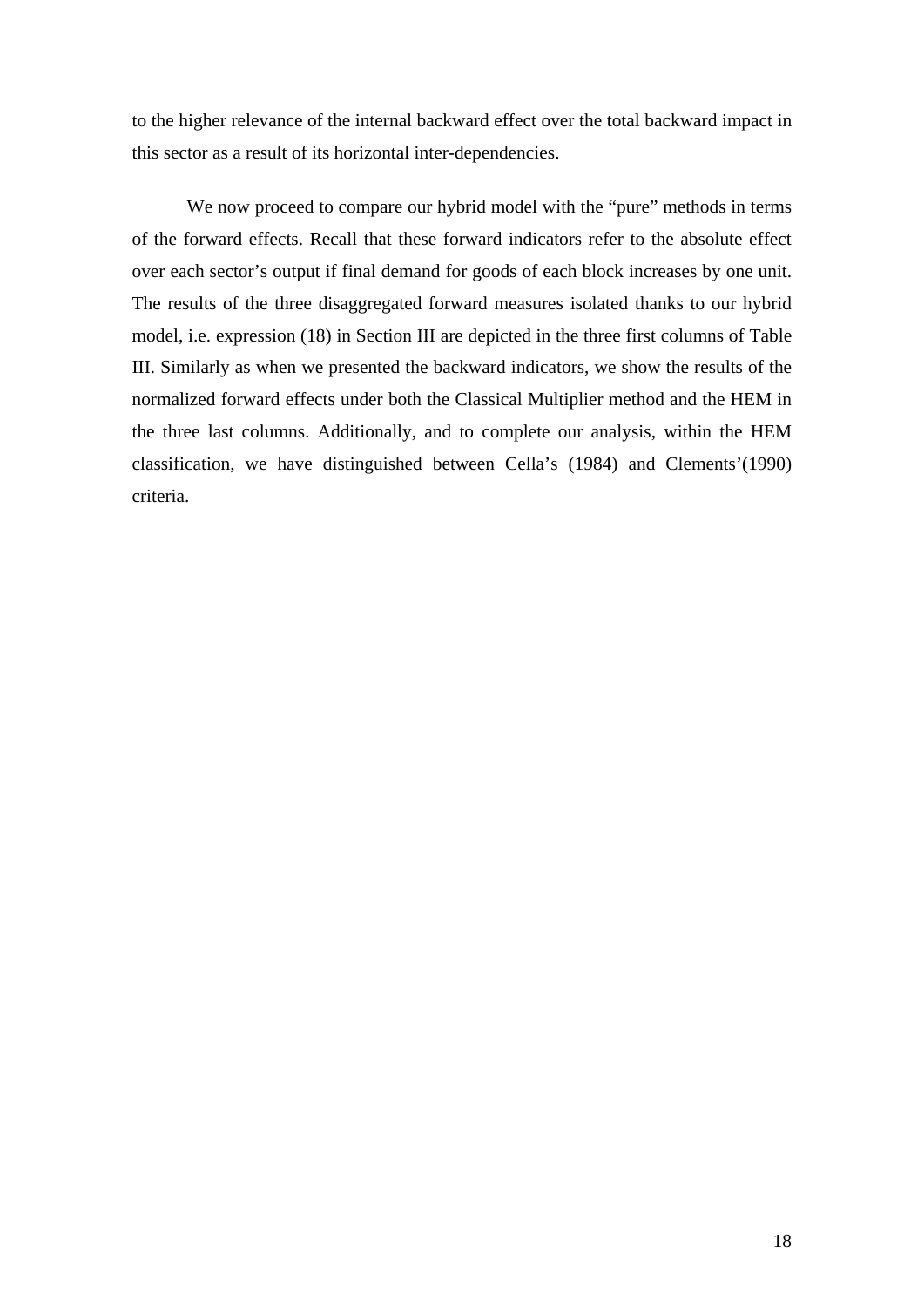to the higher relevance of the internal backward effect over the total backward impact in this sector as a result of its horizontal inter-dependencies.

We now proceed to compare our hybrid model with the "pure" methods in terms of the forward effects. Recall that these forward indicators refer to the absolute effect over each sector's output if final demand for goods of each block increases by one unit. The results of the three disaggregated forward measures isolated thanks to our hybrid model, i.e. expression (18) in Section III are depicted in the three first columns of Table III. Similarly as when we presented the backward indicators, we show the results of the normalized forward effects under both the Classical Multiplier method and the HEM in the three last columns. Additionally, and to complete our analysis, within the HEM classification, we have distinguished between Cella's (1984) and Clements'(1990) criteria.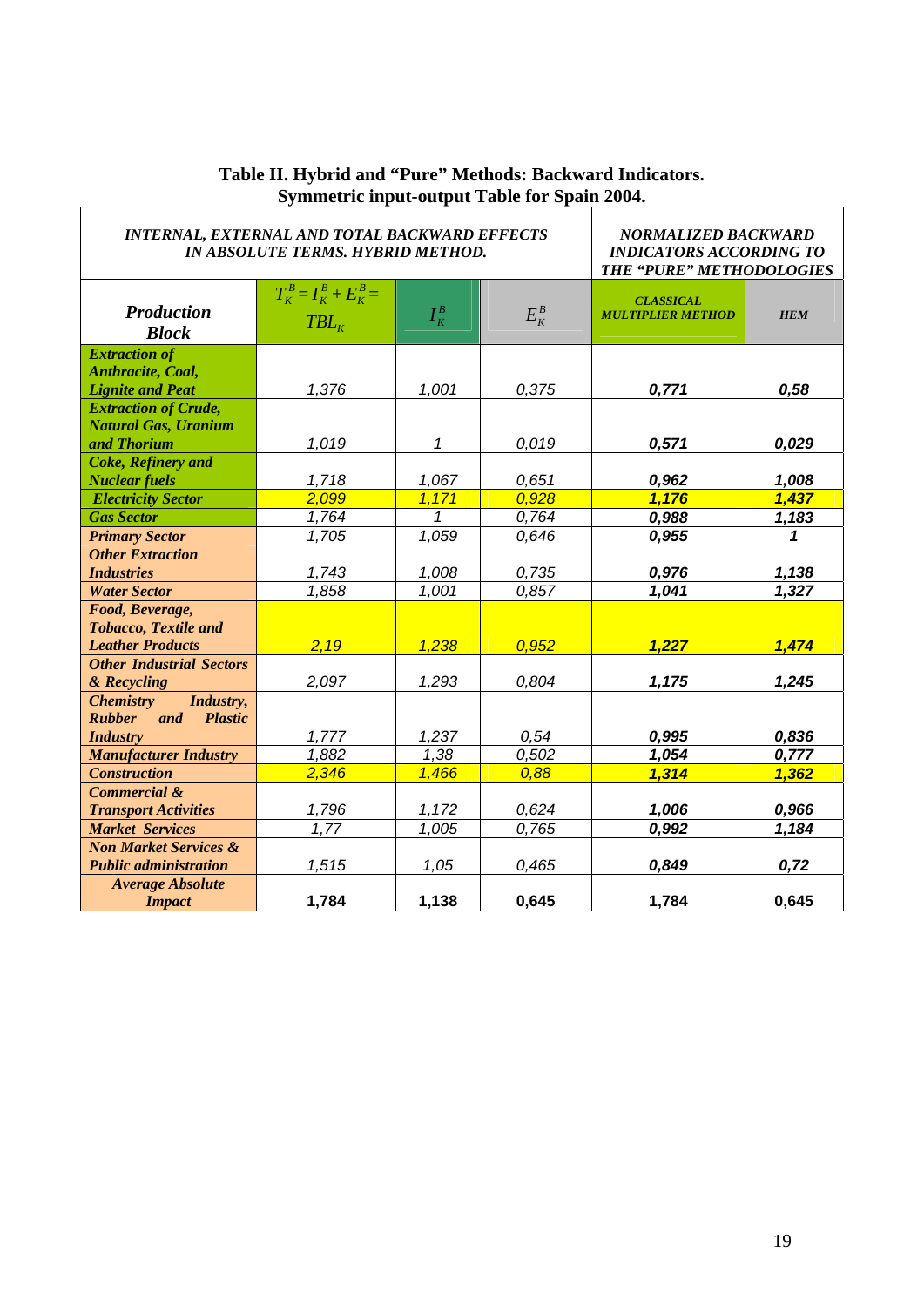**Table II. Hybrid and "Pure" Methods: Backward Indicators. Symmetric input-output Table for Spain 2004.**

| *INTERNAL, EXTERNAL AND TOTAL BACKWARD EFFECTS IN ABSOLUTE TERMS. HYBRID METHOD.* | | | | *NORMALIZED BACKWARD INDICATORS ACCORDING TO THE "PURE" METHODOLOGIES* | |
|---|---|---|---|---|---|
| ***Production Block*** | $T_K^B = I_K^B + E_K^B = TBL_K$ | $I_K^B$ | $E_K^B$ | ***CLASSICAL MULTIPLIER METHOD*** | ***HEM*** |
| ***Extraction of Anthracite, Coal, Lignite and Peat*** | *1,376* | *1,001* | *0,375* | ***0,771*** | ***0,58*** |
| ***Extraction of Crude, Natural Gas, Uranium and Thorium*** | *1,019* | *1* | *0,019* | ***0,571*** | ***0,029*** |
| ***Coke, Refinery and Nuclear fuels*** | *1,718* | *1,067* | *0,651* | ***0,962*** | ***1,008*** |
| ***Electricity Sector*** | *2,099* | *1,171* | *0,928* | ***1,176*** | ***1,437*** |
| ***Gas Sector*** | *1,764* | *1* | *0,764* | ***0,988*** | ***1,183*** |
| ***Primary Sector*** | *1,705* | *1,059* | *0,646* | ***0,955*** | ***1*** |
| ***Other Extraction Industries*** | *1,743* | *1,008* | *0,735* | ***0,976*** | ***1,138*** |
| ***Water Sector*** | *1,858* | *1,001* | *0,857* | ***1,041*** | ***1,327*** |
| ***Food, Beverage, Tobacco, Textile and Leather Products*** | *2,19* | *1,238* | *0,952* | ***1,227*** | ***1,474*** |
| ***Other Industrial Sectors & Recycling*** | *2,097* | *1,293* | *0,804* | ***1,175*** | ***1,245*** |
| ***Chemistry Industry, Rubber and Plastic Industry*** | *1,777* | *1,237* | *0,54* | ***0,995*** | ***0,836*** |
| ***Manufacturer Industry*** | *1,882* | *1,38* | *0,502* | ***1,054*** | ***0,777*** |
| ***Construction*** | *2,346* | *1,466* | *0,88* | ***1,314*** | ***1,362*** |
| ***Commercial & Transport Activities*** | *1,796* | *1,172* | *0,624* | ***1,006*** | ***0,966*** |
| ***Market Services*** | *1,77* | *1,005* | *0,765* | ***0,992*** | ***1,184*** |
| ***Non Market Services & Public administration*** | *1,515* | *1,05* | *0,465* | ***0,849*** | ***0,72*** |
| ***Average Absolute Impact*** | **1,784** | **1,138** | **0,645** | **1,784** | **0,645** |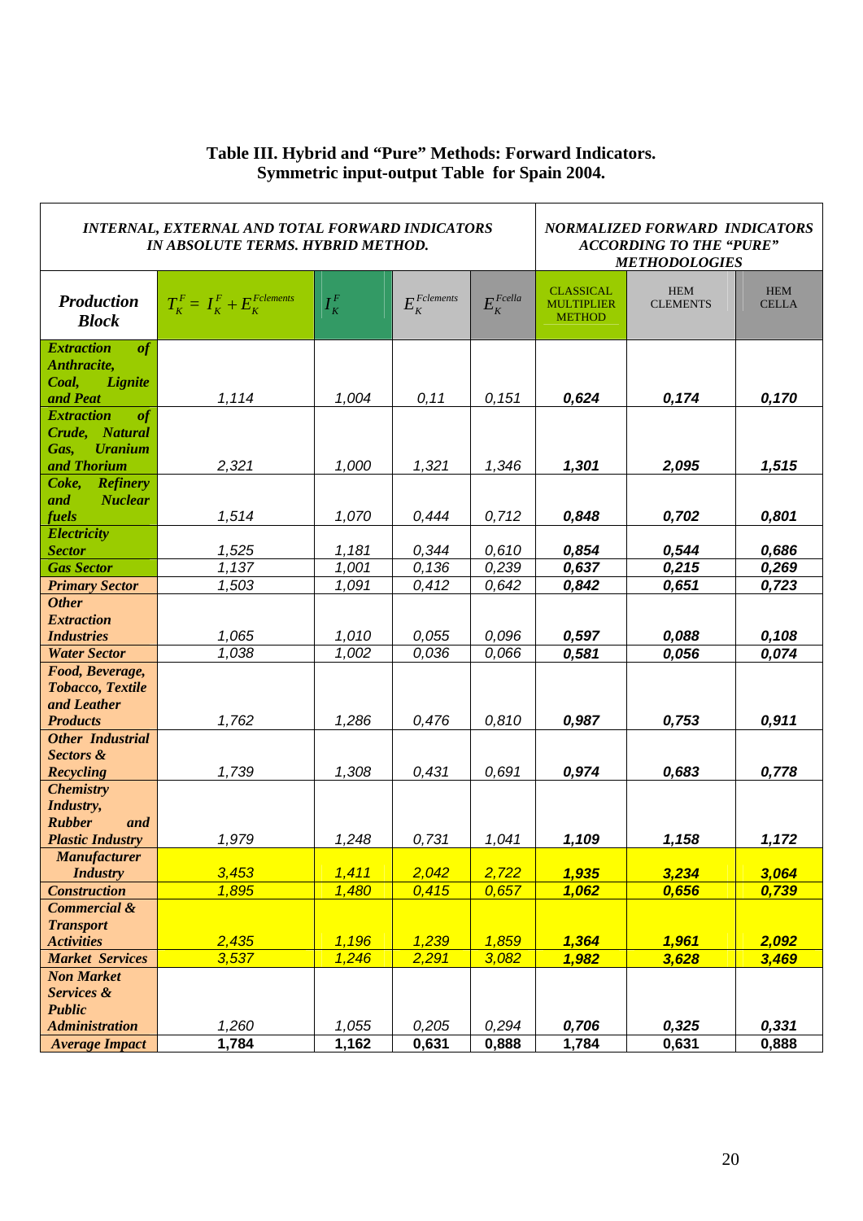**Table III. Hybrid and "Pure" Methods: Forward Indicators.**
**Symmetric input-output Table for Spain 2004.**

| *INTERNAL, EXTERNAL AND TOTAL FORWARD INDICATORS IN ABSOLUTE TERMS. HYBRID METHOD.* | | | | | *NORMALIZED FORWARD INDICATORS ACCORDING TO THE "PURE" METHODOLOGIES* | | |
|---|---|---|---|---|---|---|---|
| ***Production Block*** | $T_K^F = I_K^F + E_K^{Fclements}$ | $I_K^F$ | $E_K^{Fclements}$ | $E_K^{Fcella}$ | CLASSICAL MULTIPLIER METHOD | HEM CLEMENTS | HEM CELLA |
| ***Extraction of Anthracite, Coal, Lignite and Peat*** | *1,114* | *1,004* | *0,11* | *0,151* | ***0,624*** | ***0,174*** | ***0,170*** |
| ***Extraction of Crude, Natural Gas, Uranium and Thorium*** | *2,321* | *1,000* | *1,321* | *1,346* | ***1,301*** | ***2,095*** | ***1,515*** |
| ***Coke, Refinery and Nuclear fuels*** | *1,514* | *1,070* | *0,444* | *0,712* | ***0,848*** | ***0,702*** | ***0,801*** |
| ***Electricity Sector*** | *1,525* | *1,181* | *0,344* | *0,610* | ***0,854*** | ***0,544*** | ***0,686*** |
| ***Gas Sector*** | *1,137* | *1,001* | *0,136* | *0,239* | ***0,637*** | ***0,215*** | ***0,269*** |
| ***Primary Sector*** | *1,503* | *1,091* | *0,412* | *0,642* | ***0,842*** | ***0,651*** | ***0,723*** |
| ***Other Extraction Industries*** | *1,065* | *1,010* | *0,055* | *0,096* | ***0,597*** | ***0,088*** | ***0,108*** |
| ***Water Sector*** | *1,038* | *1,002* | *0,036* | *0,066* | ***0,581*** | ***0,056*** | ***0,074*** |
| ***Food, Beverage, Tobacco, Textile and Leather Products*** | *1,762* | *1,286* | *0,476* | *0,810* | ***0,987*** | ***0,753*** | ***0,911*** |
| ***Other Industrial Sectors & Recycling*** | *1,739* | *1,308* | *0,431* | *0,691* | ***0,974*** | ***0,683*** | ***0,778*** |
| ***Chemistry Industry, Rubber and Plastic Industry*** | *1,979* | *1,248* | *0,731* | *1,041* | ***1,109*** | ***1,158*** | ***1,172*** |
| ***Manufacturer Industry*** | *3,453* | *1,411* | *2,042* | *2,722* | ***1,935*** | ***3,234*** | ***3,064*** |
| ***Construction*** | *1,895* | *1,480* | *0,415* | *0,657* | ***1,062*** | ***0,656*** | ***0,739*** |
| ***Commercial & Transport Activities*** | *2,435* | *1,196* | *1,239* | *1,859* | ***1,364*** | ***1,961*** | ***2,092*** |
| ***Market Services*** | *3,537* | *1,246* | *2,291* | *3,082* | ***1,982*** | ***3,628*** | ***3,469*** |
| ***Non Market Services & Public Administration*** | *1,260* | *1,055* | *0,205* | *0,294* | ***0,706*** | ***0,325*** | ***0,331*** |
| ***Average Impact*** | **1,784** | **1,162** | **0,631** | **0,888** | **1,784** | **0,631** | **0,888** |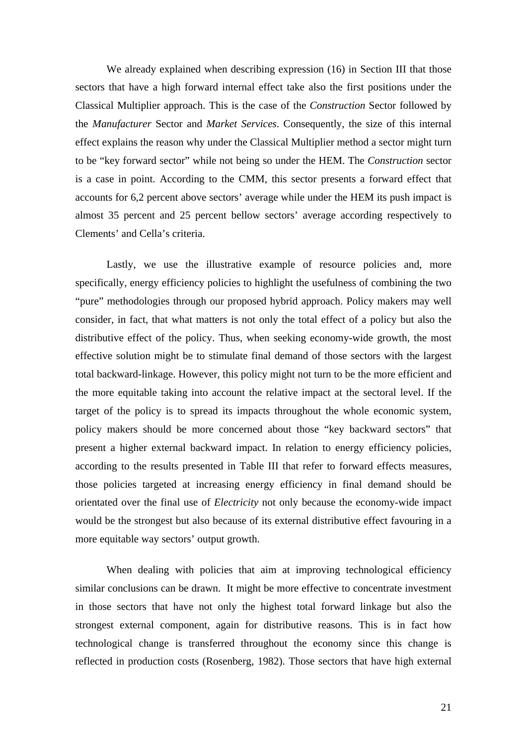We already explained when describing expression (16) in Section III that those sectors that have a high forward internal effect take also the first positions under the Classical Multiplier approach. This is the case of the *Construction* Sector followed by the *Manufacturer* Sector and *Market Services*. Consequently, the size of this internal effect explains the reason why under the Classical Multiplier method a sector might turn to be "key forward sector" while not being so under the HEM. The *Construction* sector is a case in point. According to the CMM, this sector presents a forward effect that accounts for 6,2 percent above sectors' average while under the HEM its push impact is almost 35 percent and 25 percent bellow sectors' average according respectively to Clements' and Cella's criteria.

Lastly, we use the illustrative example of resource policies and, more specifically, energy efficiency policies to highlight the usefulness of combining the two "pure" methodologies through our proposed hybrid approach. Policy makers may well consider, in fact, that what matters is not only the total effect of a policy but also the distributive effect of the policy. Thus, when seeking economy-wide growth, the most effective solution might be to stimulate final demand of those sectors with the largest total backward-linkage. However, this policy might not turn to be the more efficient and the more equitable taking into account the relative impact at the sectoral level. If the target of the policy is to spread its impacts throughout the whole economic system, policy makers should be more concerned about those "key backward sectors" that present a higher external backward impact. In relation to energy efficiency policies, according to the results presented in Table III that refer to forward effects measures, those policies targeted at increasing energy efficiency in final demand should be orientated over the final use of *Electricity* not only because the economy-wide impact would be the strongest but also because of its external distributive effect favouring in a more equitable way sectors' output growth.

When dealing with policies that aim at improving technological efficiency similar conclusions can be drawn. It might be more effective to concentrate investment in those sectors that have not only the highest total forward linkage but also the strongest external component, again for distributive reasons. This is in fact how technological change is transferred throughout the economy since this change is reflected in production costs (Rosenberg, 1982). Those sectors that have high external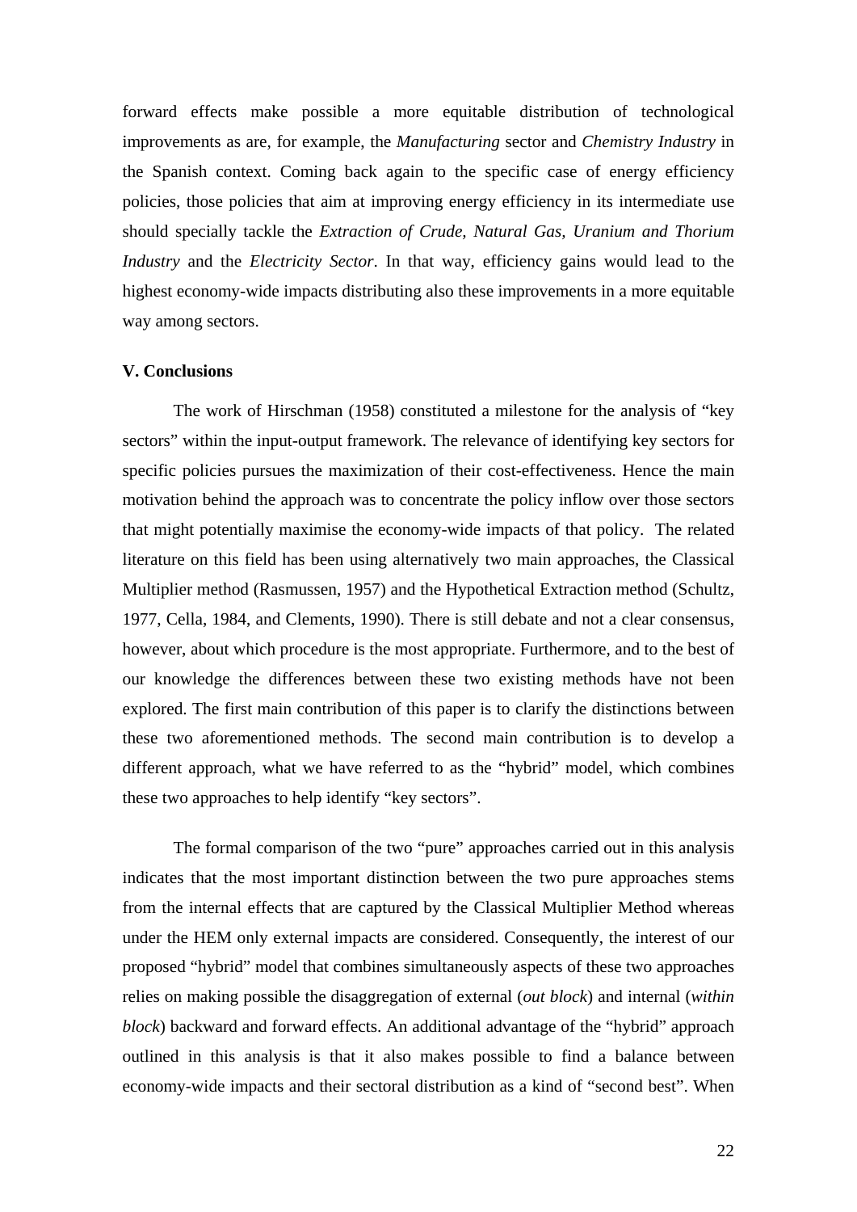forward effects make possible a more equitable distribution of technological improvements as are, for example, the *Manufacturing* sector and *Chemistry Industry* in the Spanish context. Coming back again to the specific case of energy efficiency policies, those policies that aim at improving energy efficiency in its intermediate use should specially tackle the *Extraction of Crude, Natural Gas, Uranium and Thorium Industry* and the *Electricity Sector*. In that way, efficiency gains would lead to the highest economy-wide impacts distributing also these improvements in a more equitable way among sectors.

**V. Conclusions**

The work of Hirschman (1958) constituted a milestone for the analysis of "key sectors" within the input-output framework. The relevance of identifying key sectors for specific policies pursues the maximization of their cost-effectiveness. Hence the main motivation behind the approach was to concentrate the policy inflow over those sectors that might potentially maximise the economy-wide impacts of that policy. The related literature on this field has been using alternatively two main approaches, the Classical Multiplier method (Rasmussen, 1957) and the Hypothetical Extraction method (Schultz, 1977, Cella, 1984, and Clements, 1990). There is still debate and not a clear consensus, however, about which procedure is the most appropriate. Furthermore, and to the best of our knowledge the differences between these two existing methods have not been explored. The first main contribution of this paper is to clarify the distinctions between these two aforementioned methods. The second main contribution is to develop a different approach, what we have referred to as the "hybrid" model, which combines these two approaches to help identify "key sectors".

The formal comparison of the two "pure" approaches carried out in this analysis indicates that the most important distinction between the two pure approaches stems from the internal effects that are captured by the Classical Multiplier Method whereas under the HEM only external impacts are considered. Consequently, the interest of our proposed "hybrid" model that combines simultaneously aspects of these two approaches relies on making possible the disaggregation of external (*out block*) and internal (*within block*) backward and forward effects. An additional advantage of the "hybrid" approach outlined in this analysis is that it also makes possible to find a balance between economy-wide impacts and their sectoral distribution as a kind of "second best". When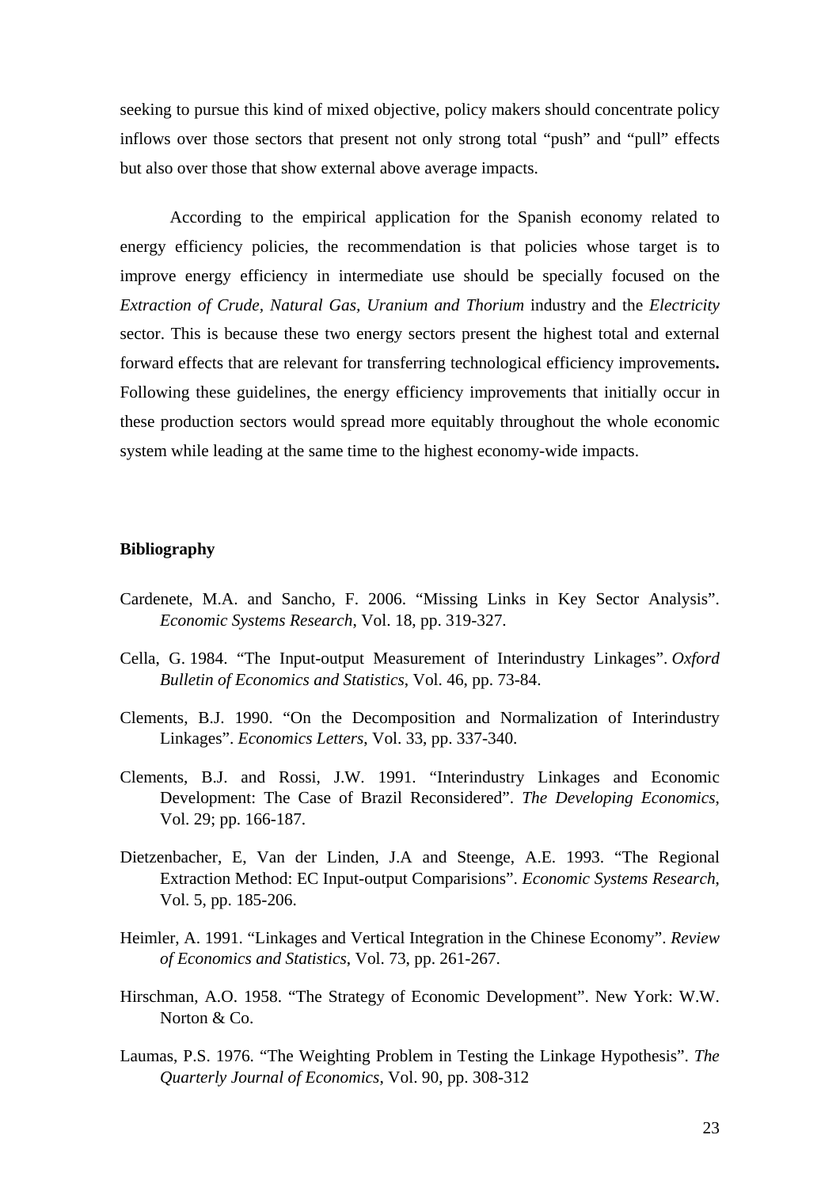seeking to pursue this kind of mixed objective, policy makers should concentrate policy inflows over those sectors that present not only strong total "push" and "pull" effects but also over those that show external above average impacts.

According to the empirical application for the Spanish economy related to energy efficiency policies, the recommendation is that policies whose target is to improve energy efficiency in intermediate use should be specially focused on the *Extraction of Crude, Natural Gas, Uranium and Thorium* industry and the *Electricity* sector. This is because these two energy sectors present the highest total and external forward effects that are relevant for transferring technological efficiency improvements**.** Following these guidelines, the energy efficiency improvements that initially occur in these production sectors would spread more equitably throughout the whole economic system while leading at the same time to the highest economy-wide impacts.

## Bibliography

Cardenete, M.A. and Sancho, F. 2006. "Missing Links in Key Sector Analysis". *Economic Systems Research*, Vol. 18, pp. 319-327.

Cella, G. 1984. "The Input-output Measurement of Interindustry Linkages". *Oxford Bulletin of Economics and Statistics*, Vol. 46, pp. 73-84.

Clements, B.J. 1990. "On the Decomposition and Normalization of Interindustry Linkages". *Economics Letters*, Vol. 33, pp. 337-340.

Clements, B.J. and Rossi, J.W. 1991. "Interindustry Linkages and Economic Development: The Case of Brazil Reconsidered". *The Developing Economics*, Vol. 29; pp. 166-187.

Dietzenbacher, E, Van der Linden, J.A and Steenge, A.E. 1993. "The Regional Extraction Method: EC Input-output Comparisions". *Economic Systems Research*, Vol. 5, pp. 185-206.

Heimler, A. 1991. "Linkages and Vertical Integration in the Chinese Economy". *Review of Economics and Statistics*, Vol. 73, pp. 261-267.

Hirschman, A.O. 1958. "The Strategy of Economic Development". New York: W.W. Norton & Co.

Laumas, P.S. 1976. "The Weighting Problem in Testing the Linkage Hypothesis". *The Quarterly Journal of Economics*, Vol. 90, pp. 308-312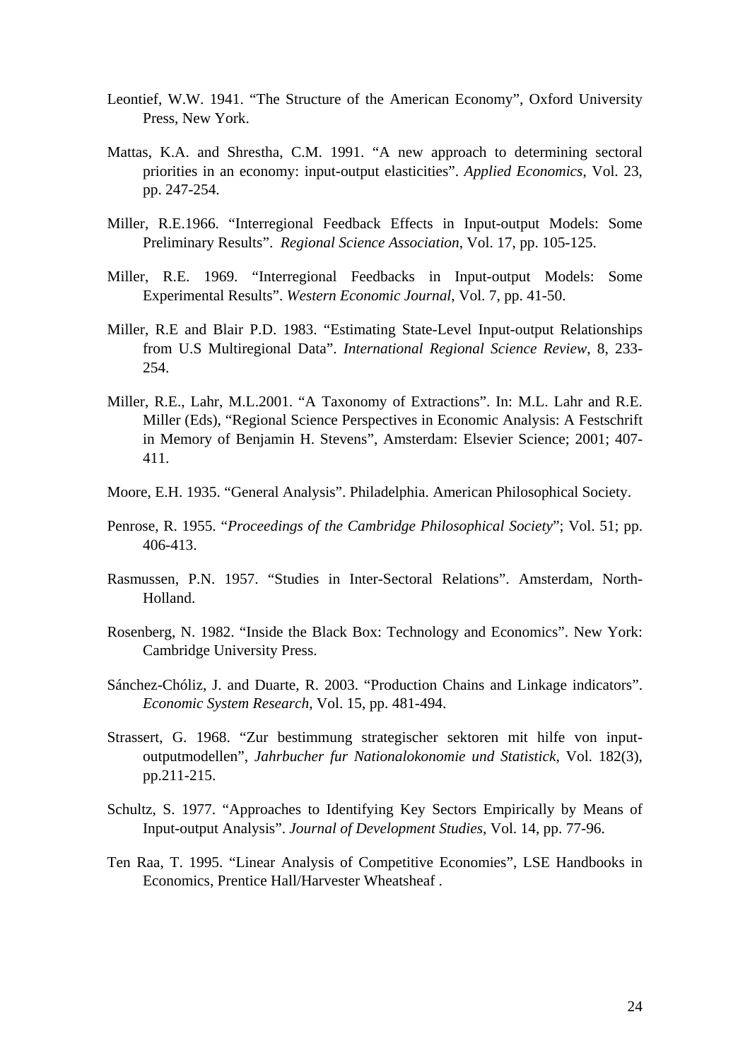Leontief, W.W. 1941. "The Structure of the American Economy", Oxford University Press, New York.

Mattas, K.A. and Shrestha, C.M. 1991. "A new approach to determining sectoral priorities in an economy: input-output elasticities". *Applied Economics*, Vol. 23, pp. 247-254.

Miller, R.E.1966. "Interregional Feedback Effects in Input-output Models: Some Preliminary Results". *Regional Science Association*, Vol. 17, pp. 105-125.

Miller, R.E. 1969. "Interregional Feedbacks in Input-output Models: Some Experimental Results". *Western Economic Journal*, Vol. 7, pp. 41-50.

Miller, R.E and Blair P.D. 1983. "Estimating State-Level Input-output Relationships from U.S Multiregional Data". *International Regional Science Review*, 8, 233-254.

Miller, R.E., Lahr, M.L.2001. "A Taxonomy of Extractions". In: M.L. Lahr and R.E. Miller (Eds), "Regional Science Perspectives in Economic Analysis: A Festschrift in Memory of Benjamin H. Stevens", Amsterdam: Elsevier Science; 2001; 407-411.

Moore, E.H. 1935. "General Analysis". Philadelphia. American Philosophical Society.

Penrose, R. 1955. "*Proceedings of the Cambridge Philosophical Society*"; Vol. 51; pp. 406-413.

Rasmussen, P.N. 1957. "Studies in Inter-Sectoral Relations". Amsterdam, North-Holland.

Rosenberg, N. 1982. "Inside the Black Box: Technology and Economics". New York: Cambridge University Press.

Sánchez-Chóliz, J. and Duarte, R. 2003. "Production Chains and Linkage indicators". *Economic System Research*, Vol. 15, pp. 481-494.

Strassert, G. 1968. "Zur bestimmung strategischer sektoren mit hilfe von input-outputmodellen", *Jahrbucher fur Nationalokonomie und Statistick*, Vol. 182(3), pp.211-215.

Schultz, S. 1977. "Approaches to Identifying Key Sectors Empirically by Means of Input-output Analysis". *Journal of Development Studies*, Vol. 14, pp. 77-96.

Ten Raa, T. 1995. "Linear Analysis of Competitive Economies", LSE Handbooks in Economics, Prentice Hall/Harvester Wheatsheaf .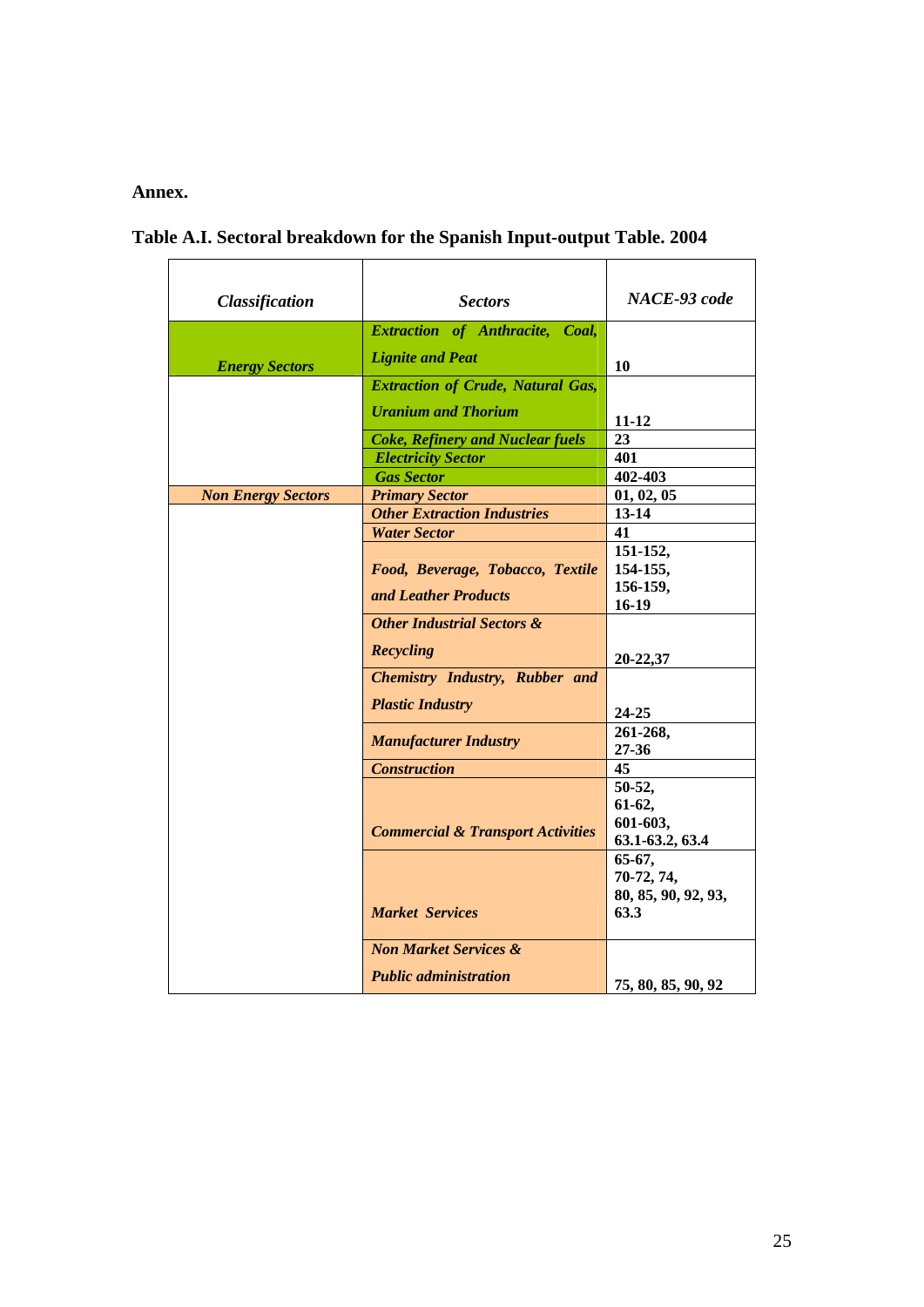**Annex.**

**Table A.I. Sectoral breakdown for the Spanish Input-output Table. 2004**

| *Classification* | *Sectors* | *NACE-93 code* |
|---|---|---|
| ***Energy Sectors*** | ***Extraction of Anthracite, Coal, Lignite and Peat*** | **10** |
| | ***Extraction of Crude, Natural Gas, Uranium and Thorium*** | **11-12** |
| | ***Coke, Refinery and Nuclear fuels*** | **23** |
| | ***Electricity Sector*** | **401** |
| | ***Gas Sector*** | **402-403** |
| ***Non Energy Sectors*** | ***Primary Sector*** | **01, 02, 05** |
| | ***Other Extraction Industries*** | **13-14** |
| | ***Water Sector*** | **41** |
| | ***Food, Beverage, Tobacco, Textile and Leather Products*** | **151-152, 154-155, 156-159, 16-19** |
| | ***Other Industrial Sectors & Recycling*** | **20-22,37** |
| | ***Chemistry Industry, Rubber and Plastic Industry*** | **24-25** |
| | ***Manufacturer Industry*** | **261-268, 27-36** |
| | ***Construction*** | **45** |
| | ***Commercial & Transport Activities*** | **50-52, 61-62, 601-603, 63.1-63.2, 63.4** |
| | ***Market Services*** | **65-67, 70-72, 74, 80, 85, 90, 92, 93, 63.3** |
| | ***Non Market Services & Public administration*** | **75, 80, 85, 90, 92** |